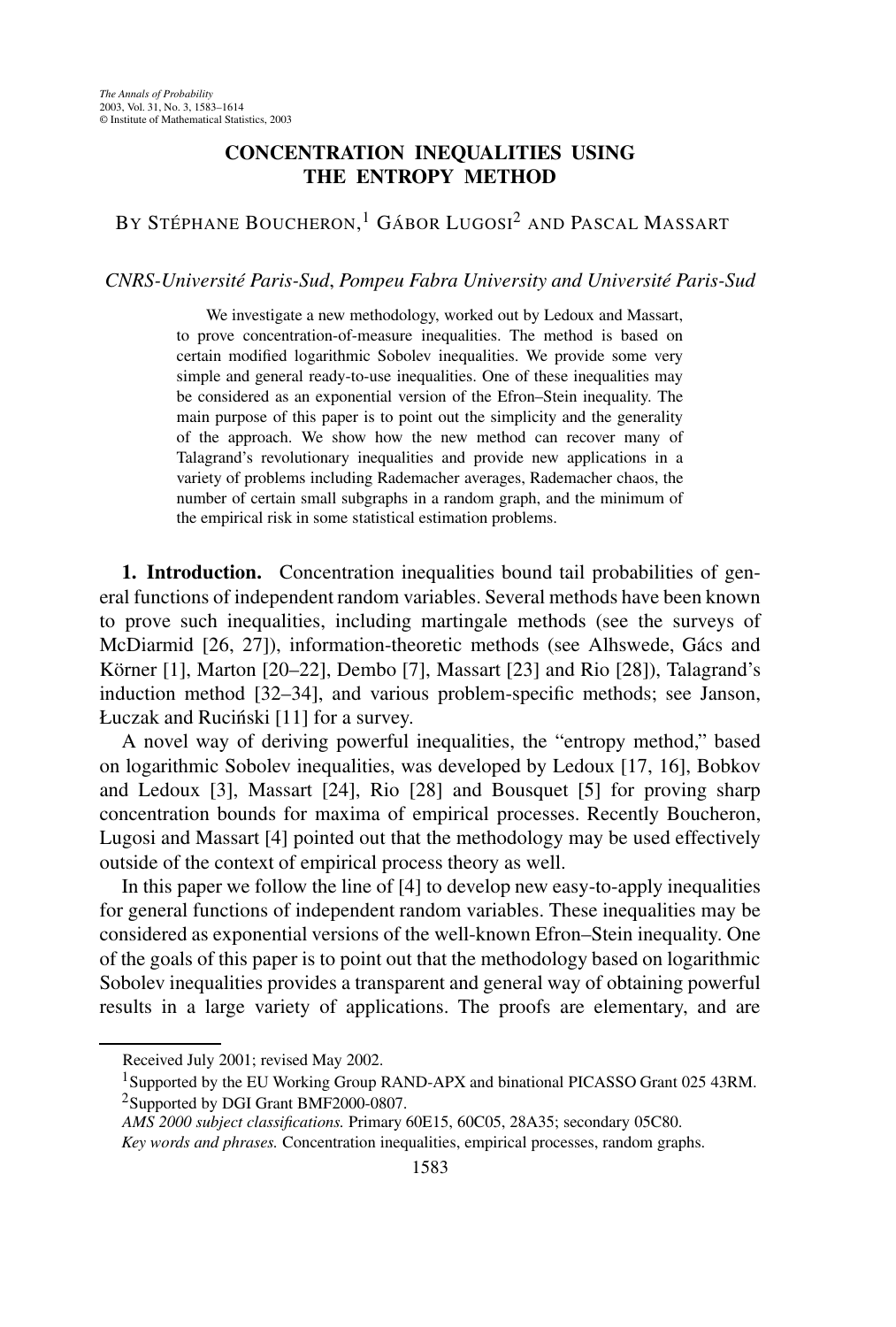# CONCENTRATION INEQUALITIES USING THE ENTROPY METHOD

BY STÉPHANE BOUCHERON,[1] GÁBOR LUGOSI[2] AND PASCAL MASSART

*CNRS-Université Paris-Sud, Pompeu Fabra University and Université Paris-Sud*

We investigate a new methodology, worked out by Ledoux and Massart, to prove concentration-of-measure inequalities. The method is based on certain modified logarithmic Sobolev inequalities. We provide some very simple and general ready-to-use inequalities. One of these inequalities may be considered as an exponential version of the Efron–Stein inequality. The main purpose of this paper is to point out the simplicity and the generality of the approach. We show how the new method can recover many of Talagrand's revolutionary inequalities and provide new applications in a variety of problems including Rademacher averages, Rademacher chaos, the number of certain small subgraphs in a random graph, and the minimum of the empirical risk in some statistical estimation problems.

**1. Introduction.** Concentration inequalities bound tail probabilities of general functions of independent random variables. Several methods have been known to prove such inequalities, including martingale methods (see the surveys of McDiarmid [26, 27]), information-theoretic methods (see Alhswede, Gács and Körner [1], Marton [20–22], Dembo [7], Massart [23] and Rio [28]), Talagrand's induction method [32–34], and various problem-specific methods; see Janson, Łuczak and Ruciński [11] for a survey.

A novel way of deriving powerful inequalities, the "entropy method," based on logarithmic Sobolev inequalities, was developed by Ledoux [17, 16], Bobkov and Ledoux [3], Massart [24], Rio [28] and Bousquet [5] for proving sharp concentration bounds for maxima of empirical processes. Recently Boucheron, Lugosi and Massart [4] pointed out that the methodology may be used effectively outside of the context of empirical process theory as well.

In this paper we follow the line of [4] to develop new easy-to-apply inequalities for general functions of independent random variables. These inequalities may be considered as exponential versions of the well-known Efron–Stein inequality. One of the goals of this paper is to point out that the methodology based on logarithmic Sobolev inequalities provides a transparent and general way of obtaining powerful results in a large variety of applications. The proofs are elementary, and are

---

Received July 2001; revised May 2002.

[1] Supported by the EU Working Group RAND-APX and binational PICASSO Grant 025 43RM.

[2] Supported by DGI Grant BMF2000-0807.

*AMS 2000 subject classifications.* Primary 60E15, 60C05, 28A35; secondary 05C80.

*Key words and phrases.* Concentration inequalities, empirical processes, random graphs.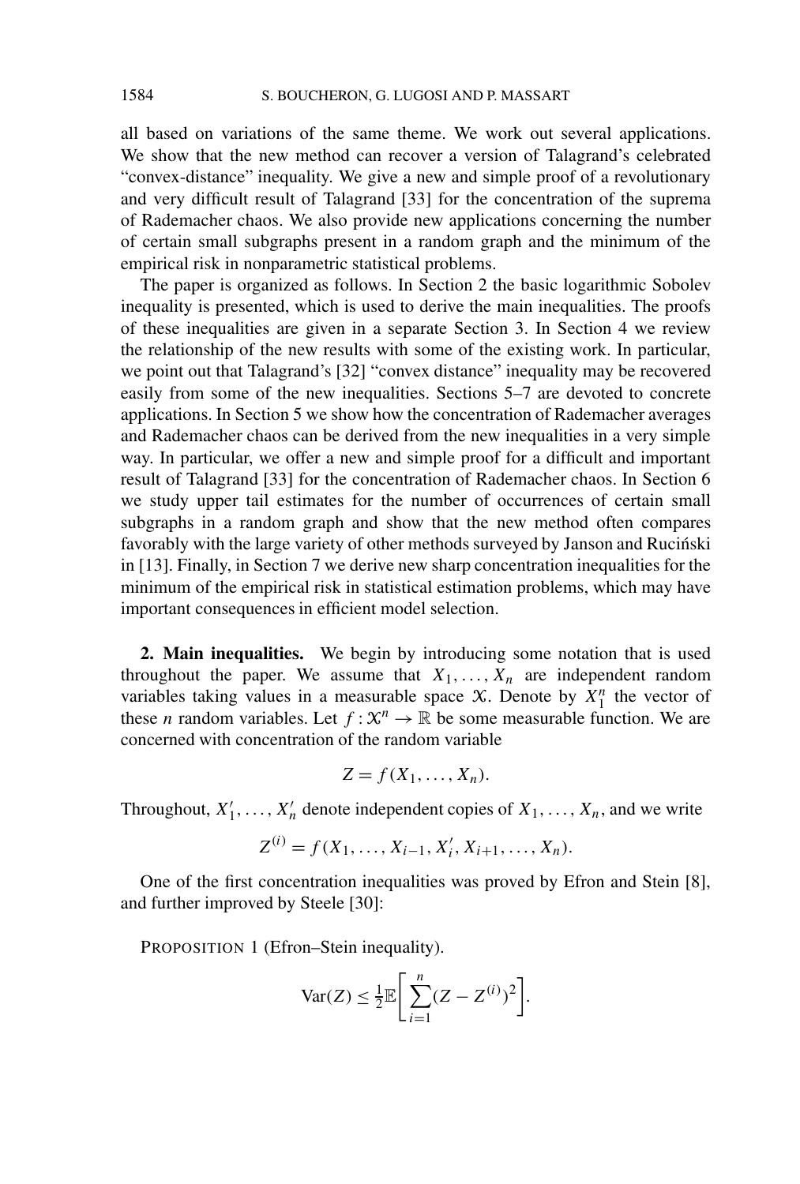all based on variations of the same theme. We work out several applications. We show that the new method can recover a version of Talagrand's celebrated "convex-distance" inequality. We give a new and simple proof of a revolutionary and very difficult result of Talagrand [33] for the concentration of the suprema of Rademacher chaos. We also provide new applications concerning the number of certain small subgraphs present in a random graph and the minimum of the empirical risk in nonparametric statistical problems.

The paper is organized as follows. In Section 2 the basic logarithmic Sobolev inequality is presented, which is used to derive the main inequalities. The proofs of these inequalities are given in a separate Section 3. In Section 4 we review the relationship of the new results with some of the existing work. In particular, we point out that Talagrand's [32] "convex distance" inequality may be recovered easily from some of the new inequalities. Sections 5–7 are devoted to concrete applications. In Section 5 we show how the concentration of Rademacher averages and Rademacher chaos can be derived from the new inequalities in a very simple way. In particular, we offer a new and simple proof for a difficult and important result of Talagrand [33] for the concentration of Rademacher chaos. In Section 6 we study upper tail estimates for the number of occurrences of certain small subgraphs in a random graph and show that the new method often compares favorably with the large variety of other methods surveyed by Janson and Ruciński in [13]. Finally, in Section 7 we derive new sharp concentration inequalities for the minimum of the empirical risk in statistical estimation problems, which may have important consequences in efficient model selection.

**2. Main inequalities.** We begin by introducing some notation that is used throughout the paper. We assume that $X_1, \dots, X_n$ are independent random variables taking values in a measurable space $\mathcal{X}$. Denote by $X_1^n$ the vector of these $n$ random variables. Let $f : \mathcal{X}^n \to \mathbb{R}$ be some measurable function. We are concerned with concentration of the random variable

$$Z = f(X_1, \dots, X_n).$$

Throughout, $X_1', \dots, X_n'$ denote independent copies of $X_1, \dots, X_n$, and we write

$$Z^{(i)} = f(X_1, \dots, X_{i-1}, X_i', X_{i+1}, \dots, X_n).$$

One of the first concentration inequalities was proved by Efron and Stein [8], and further improved by Steele [30]:

PROPOSITION 1 (Efron–Stein inequality).

$$\operatorname{Var}(Z) \le \tfrac{1}{2}\mathbb{E}\left[\sum_{i=1}^{n}(Z - Z^{(i)})^2\right].$$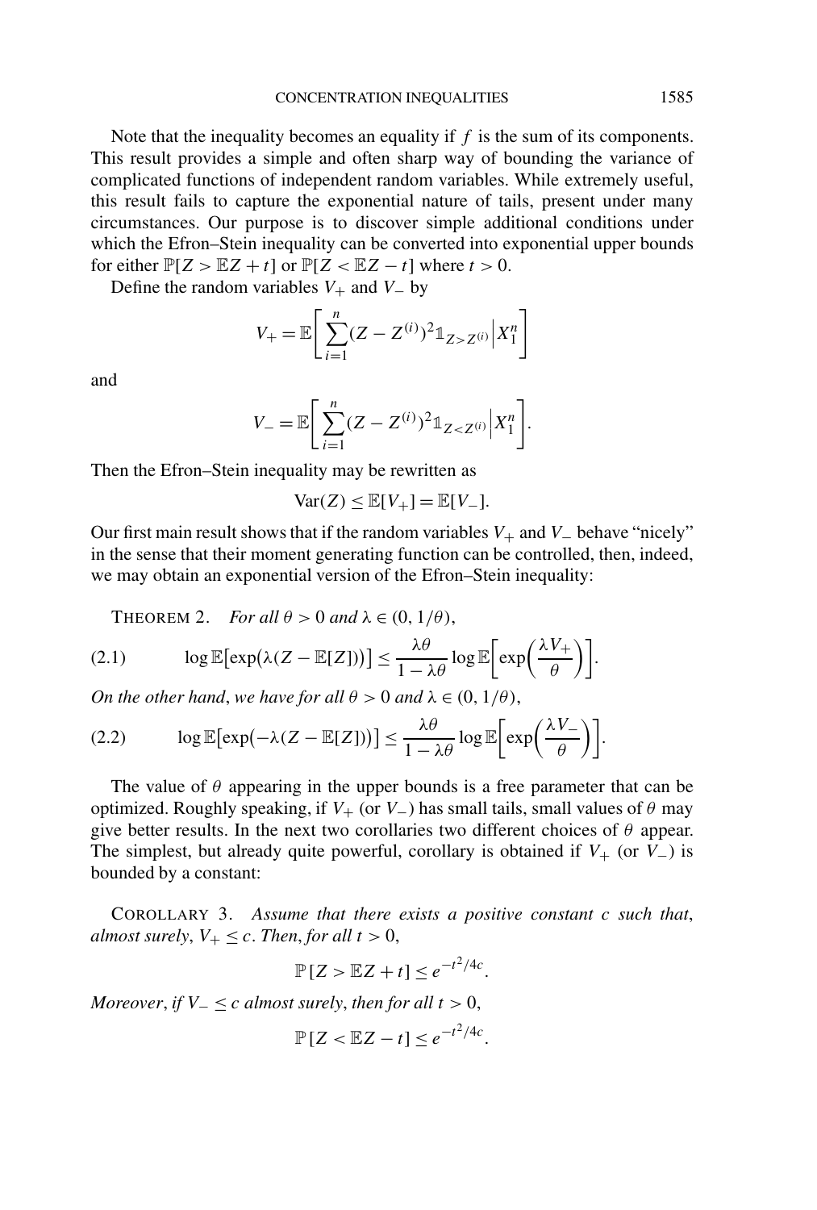Note that the inequality becomes an equality if $f$ is the sum of its components. This result provides a simple and often sharp way of bounding the variance of complicated functions of independent random variables. While extremely useful, this result fails to capture the exponential nature of tails, present under many circumstances. Our purpose is to discover simple additional conditions under which the Efron–Stein inequality can be converted into exponential upper bounds for either $\mathbb{P}[Z > \mathbb{E}Z + t]$ or $\mathbb{P}[Z < \mathbb{E}Z - t]$ where $t > 0$.

Define the random variables $V_+$ and $V_-$ by

$$V_+ = \mathbb{E}\left[\sum_{i=1}^{n}(Z - Z^{(i)})^2 \mathbb{1}_{Z > Z^{(i)}} \Big| X_1^n\right]$$

and

$$V_- = \mathbb{E}\left[\sum_{i=1}^{n}(Z - Z^{(i)})^2 \mathbb{1}_{Z < Z^{(i)}} \Big| X_1^n\right].$$

Then the Efron–Stein inequality may be rewritten as

$$\mathrm{Var}(Z) \le \mathbb{E}[V_+] = \mathbb{E}[V_-].$$

Our first main result shows that if the random variables $V_+$ and $V_-$ behave "nicely" in the sense that their moment generating function can be controlled, then, indeed, we may obtain an exponential version of the Efron–Stein inequality:

THEOREM 2. *For all* $\theta > 0$ *and* $\lambda \in (0, 1/\theta)$,

$$\log \mathbb{E}\big[\exp\big(\lambda(Z - \mathbb{E}[Z])\big)\big] \le \frac{\lambda\theta}{1 - \lambda\theta} \log \mathbb{E}\left[\exp\left(\frac{\lambda V_+}{\theta}\right)\right]. \tag{2.1}$$

*On the other hand, we have for all* $\theta > 0$ *and* $\lambda \in (0, 1/\theta)$,

$$\log \mathbb{E}\big[\exp\big(-\lambda(Z - \mathbb{E}[Z])\big)\big] \le \frac{\lambda\theta}{1 - \lambda\theta} \log \mathbb{E}\left[\exp\left(\frac{\lambda V_-}{\theta}\right)\right]. \tag{2.2}$$

The value of $\theta$ appearing in the upper bounds is a free parameter that can be optimized. Roughly speaking, if $V_+$ (or $V_-$) has small tails, small values of $\theta$ may give better results. In the next two corollaries two different choices of $\theta$ appear. The simplest, but already quite powerful, corollary is obtained if $V_+$ (or $V_-$) is bounded by a constant:

COROLLARY 3. *Assume that there exists a positive constant* $c$ *such that, almost surely,* $V_+ \le c$. *Then, for all* $t > 0$,

$$\mathbb{P}[Z > \mathbb{E}Z + t] \le e^{-t^2/4c}.$$

*Moreover, if* $V_- \le c$ *almost surely, then for all* $t > 0$,

$$\mathbb{P}[Z < \mathbb{E}Z - t] \le e^{-t^2/4c}.$$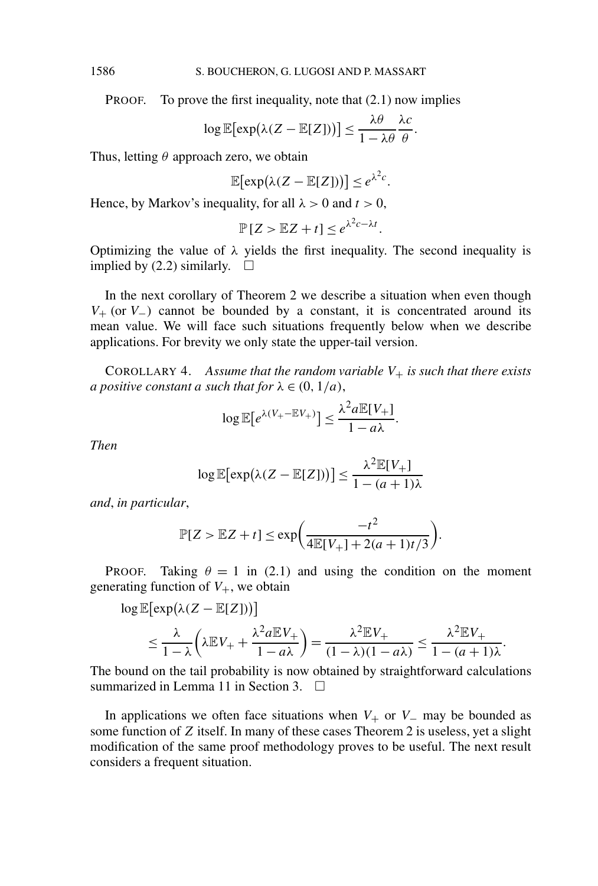PROOF. To prove the first inequality, note that (2.1) now implies

$$\log \mathbb{E}\big[\exp\big(\lambda(Z - \mathbb{E}[Z])\big)\big] \le \frac{\lambda\theta}{1-\lambda\theta}\frac{\lambda c}{\theta}.$$

Thus, letting $\theta$ approach zero, we obtain

$$\mathbb{E}\big[\exp\big(\lambda(Z - \mathbb{E}[Z])\big)\big] \le e^{\lambda^2 c}.$$

Hence, by Markov's inequality, for all $\lambda > 0$ and $t > 0$,

$$\mathbb{P}[Z > \mathbb{E}Z + t] \le e^{\lambda^2 c - \lambda t}.$$

Optimizing the value of $\lambda$ yields the first inequality. The second inequality is implied by (2.2) similarly. $\square$

In the next corollary of Theorem 2 we describe a situation when even though $V_+$ (or $V_-$) cannot be bounded by a constant, it is concentrated around its mean value. We will face such situations frequently below when we describe applications. For brevity we only state the upper-tail version.

COROLLARY 4. *Assume that the random variable $V_+$ is such that there exists a positive constant $a$ such that for $\lambda \in (0, 1/a)$,*

$$\log \mathbb{E}\big[e^{\lambda(V_+ - \mathbb{E}V_+)}\big] \le \frac{\lambda^2 a \mathbb{E}[V_+]}{1 - a\lambda}.$$

*Then*

$$\log \mathbb{E}\big[\exp\big(\lambda(Z - \mathbb{E}[Z])\big)\big] \le \frac{\lambda^2 \mathbb{E}[V_+]}{1 - (a+1)\lambda}$$

*and*, *in particular*,

$$\mathbb{P}[Z > \mathbb{E}Z + t] \le \exp\bigg(\frac{-t^2}{4\mathbb{E}[V_+] + 2(a+1)t/3}\bigg).$$

PROOF. Taking $\theta = 1$ in (2.1) and using the condition on the moment generating function of $V_+$, we obtain

$$\begin{aligned}
&\log \mathbb{E}\big[\exp\big(\lambda(Z - \mathbb{E}[Z])\big)\big] \\
&\quad \le \frac{\lambda}{1-\lambda}\bigg(\lambda \mathbb{E}V_+ + \frac{\lambda^2 a \mathbb{E}V_+}{1 - a\lambda}\bigg) = \frac{\lambda^2 \mathbb{E}V_+}{(1-\lambda)(1-a\lambda)} \le \frac{\lambda^2 \mathbb{E}V_+}{1 - (a+1)\lambda}.
\end{aligned}$$

The bound on the tail probability is now obtained by straightforward calculations summarized in Lemma 11 in Section 3. $\square$

In applications we often face situations when $V_+$ or $V_-$ may be bounded as some function of $Z$ itself. In many of these cases Theorem 2 is useless, yet a slight modification of the same proof methodology proves to be useful. The next result considers a frequent situation.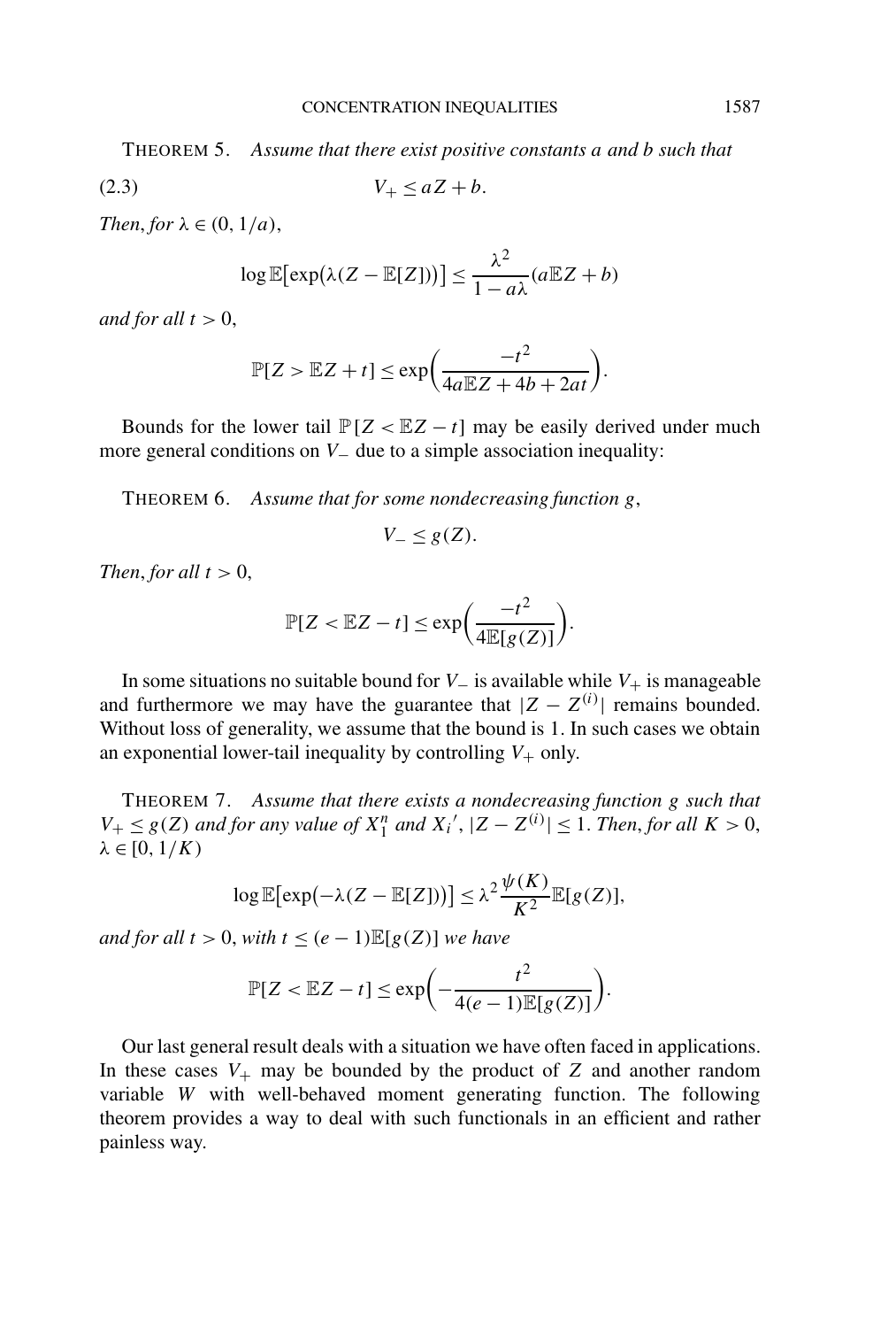THEOREM 5. *Assume that there exist positive constants $a$ and $b$ such that*

$$V_+ \le aZ + b. \tag{2.3}$$

*Then, for $\lambda \in (0, 1/a)$,*

$$\log \mathbb{E}\big[\exp\big(\lambda(Z - \mathbb{E}[Z])\big)\big] \le \frac{\lambda^2}{1 - a\lambda}(a\mathbb{E}Z + b)$$

*and for all $t > 0$,*

$$\mathbb{P}[Z > \mathbb{E}Z + t] \le \exp\left(\frac{-t^2}{4a\mathbb{E}Z + 4b + 2at}\right).$$

Bounds for the lower tail $\mathbb{P}[Z < \mathbb{E}Z - t]$ may be easily derived under much more general conditions on $V_-$ due to a simple association inequality:

THEOREM 6. *Assume that for some nondecreasing function $g$,*

$$V_- \le g(Z).$$

*Then, for all $t > 0$,*

$$\mathbb{P}[Z < \mathbb{E}Z - t] \le \exp\left(\frac{-t^2}{4\mathbb{E}[g(Z)]}\right).$$

In some situations no suitable bound for $V_-$ is available while $V_+$ is manageable and furthermore we may have the guarantee that $|Z - Z^{(i)}|$ remains bounded. Without loss of generality, we assume that the bound is 1. In such cases we obtain an exponential lower-tail inequality by controlling $V_+$ only.

THEOREM 7. *Assume that there exists a nondecreasing function $g$ such that $V_+ \le g(Z)$ and for any value of $X_1^n$ and $X_i{}'$, $|Z - Z^{(i)}| \le 1$. Then, for all $K > 0$, $\lambda \in [0, 1/K)$*

$$\log \mathbb{E}\big[\exp\big(-\lambda(Z - \mathbb{E}[Z])\big)\big] \le \lambda^2 \frac{\psi(K)}{K^2}\mathbb{E}[g(Z)],$$

*and for all $t > 0$, with $t \le (e-1)\mathbb{E}[g(Z)]$ we have*

$$\mathbb{P}[Z < \mathbb{E}Z - t] \le \exp\left(-\frac{t^2}{4(e-1)\mathbb{E}[g(Z)]}\right).$$

Our last general result deals with a situation we have often faced in applications. In these cases $V_+$ may be bounded by the product of $Z$ and another random variable $W$ with well-behaved moment generating function. The following theorem provides a way to deal with such functionals in an efficient and rather painless way.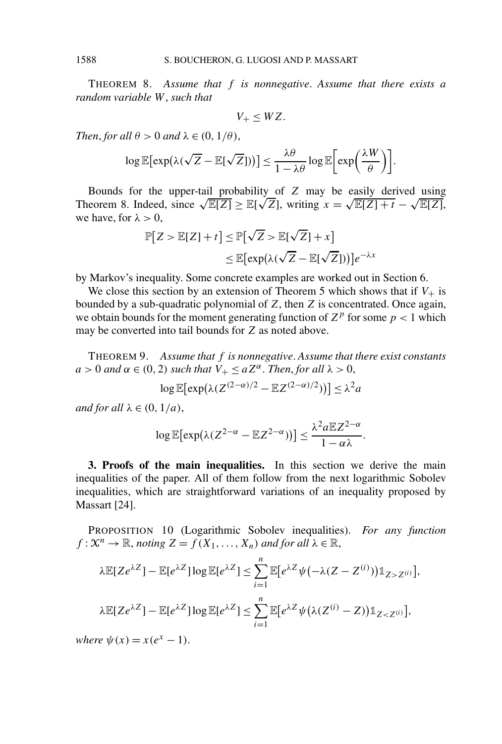THEOREM 8. *Assume that $f$ is nonnegative. Assume that there exists a random variable $W$, such that*

$$V_+ \le WZ.$$

*Then, for all $\theta > 0$ and $\lambda \in (0, 1/\theta)$,*

$$\log \mathbb{E}\big[\exp\big(\lambda(\sqrt{Z} - \mathbb{E}[\sqrt{Z}])\big)\big] \le \frac{\lambda\theta}{1 - \lambda\theta} \log \mathbb{E}\bigg[\exp\bigg(\frac{\lambda W}{\theta}\bigg)\bigg].$$

Bounds for the upper-tail probability of $Z$ may be easily derived using Theorem 8. Indeed, since $\sqrt{\mathbb{E}[Z]} \ge \mathbb{E}[\sqrt{Z}]$, writing $x = \sqrt{\mathbb{E}[Z] + t} - \sqrt{\mathbb{E}[Z]}$, we have, for $\lambda > 0$,

$$\begin{aligned}
\mathbb{P}\big[Z > \mathbb{E}[Z] + t\big] &\le \mathbb{P}\big[\sqrt{Z} > \mathbb{E}[\sqrt{Z}] + x\big] \\
&\le \mathbb{E}\big[\exp\big(\lambda(\sqrt{Z} - \mathbb{E}[\sqrt{Z}])\big)\big] e^{-\lambda x}
\end{aligned}$$

by Markov's inequality. Some concrete examples are worked out in Section 6.

We close this section by an extension of Theorem 5 which shows that if $V_+$ is bounded by a sub-quadratic polynomial of $Z$, then $Z$ is concentrated. Once again, we obtain bounds for the moment generating function of $Z^p$ for some $p < 1$ which may be converted into tail bounds for $Z$ as noted above.

THEOREM 9. *Assume that $f$ is nonnegative. Assume that there exist constants $a > 0$ and $\alpha \in (0, 2)$ such that $V_+ \le aZ^\alpha$. Then, for all $\lambda > 0$,*

$$\log \mathbb{E}\big[\exp\big(\lambda(Z^{(2-\alpha)/2} - \mathbb{E}Z^{(2-\alpha)/2})\big)\big] \le \lambda^2 a$$

*and for all $\lambda \in (0, 1/a)$,*

$$\log \mathbb{E}\big[\exp\big(\lambda(Z^{2-\alpha} - \mathbb{E}Z^{2-\alpha})\big)\big] \le \frac{\lambda^2 a \mathbb{E}Z^{2-\alpha}}{1 - \alpha\lambda}.$$

**3. Proofs of the main inequalities.** In this section we derive the main inequalities of the paper. All of them follow from the next logarithmic Sobolev inequalities, which are straightforward variations of an inequality proposed by Massart [24].

PROPOSITION 10 (Logarithmic Sobolev inequalities). *For any function $f : \mathcal{X}^n \to \mathbb{R}$, noting $Z = f(X_1, \ldots, X_n)$ and for all $\lambda \in \mathbb{R}$,*

$$\lambda \mathbb{E}[Ze^{\lambda Z}] - \mathbb{E}[e^{\lambda Z}] \log \mathbb{E}[e^{\lambda Z}] \le \sum_{i=1}^n \mathbb{E}\big[e^{\lambda Z} \psi\big(-\lambda(Z - Z^{(i)})\big) \mathbb{1}_{Z > Z^{(i)}}\big],$$

$$\lambda \mathbb{E}[Ze^{\lambda Z}] - \mathbb{E}[e^{\lambda Z}] \log \mathbb{E}[e^{\lambda Z}] \le \sum_{i=1}^n \mathbb{E}\big[e^{\lambda Z} \psi\big(\lambda(Z^{(i)} - Z)\big) \mathbb{1}_{Z < Z^{(i)}}\big],$$

*where $\psi(x) = x(e^x - 1)$.*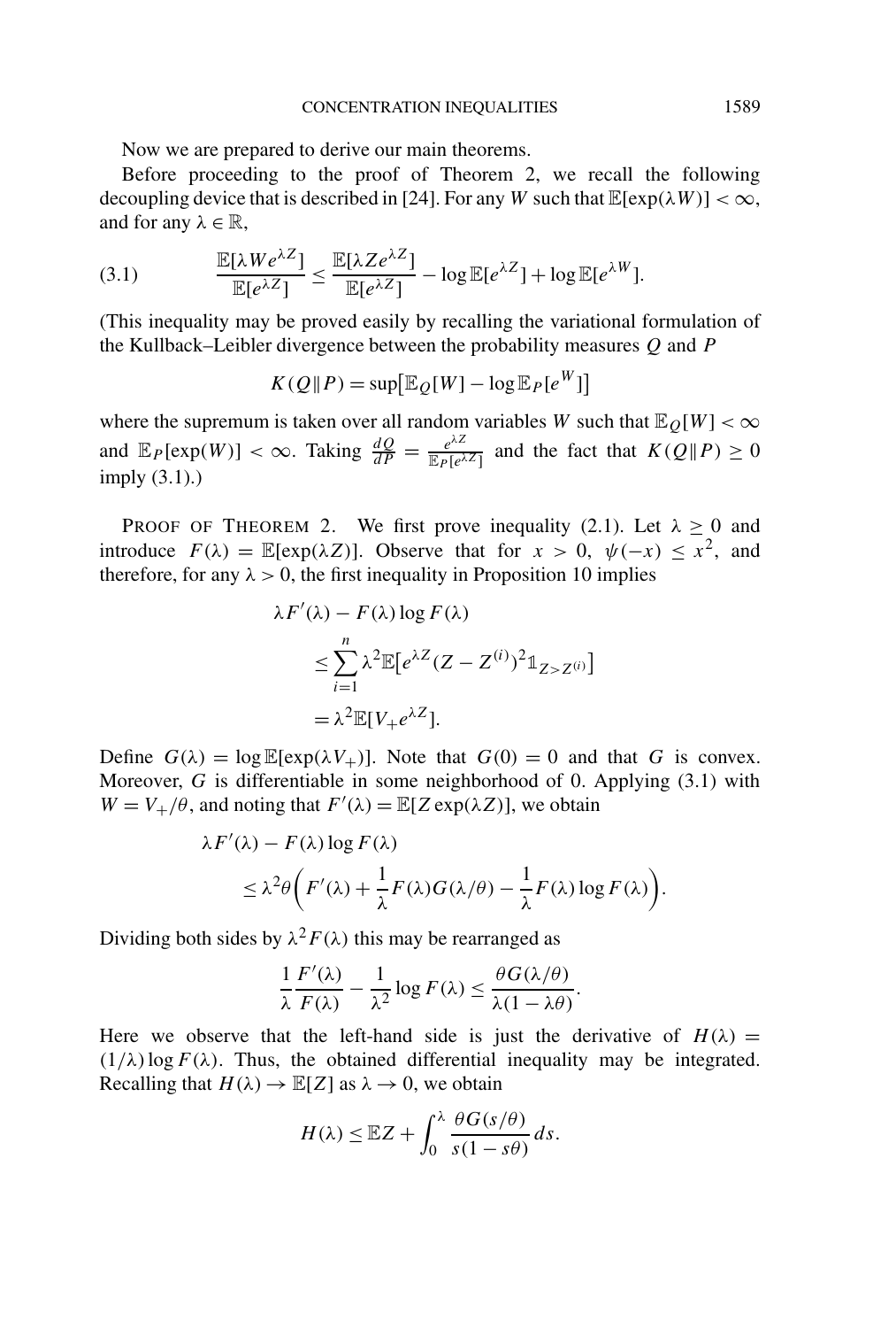Now we are prepared to derive our main theorems.

Before proceeding to the proof of Theorem 2, we recall the following decoupling device that is described in [24]. For any $W$ such that $\mathbb{E}[\exp(\lambda W)] < \infty$, and for any $\lambda \in \mathbb{R}$,

$$\frac{\mathbb{E}[\lambda W e^{\lambda Z}]}{\mathbb{E}[e^{\lambda Z}]} \leq \frac{\mathbb{E}[\lambda Z e^{\lambda Z}]}{\mathbb{E}[e^{\lambda Z}]} - \log \mathbb{E}[e^{\lambda Z}] + \log \mathbb{E}[e^{\lambda W}]. \tag{3.1}$$

(This inequality may be proved easily by recalling the variational formulation of the Kullback–Leibler divergence between the probability measures $Q$ and $P$

$$K(Q \| P) = \sup\bigl[\mathbb{E}_Q[W] - \log \mathbb{E}_P[e^W]\bigr]$$

where the supremum is taken over all random variables $W$ such that $\mathbb{E}_Q[W] < \infty$ and $\mathbb{E}_P[\exp(W)] < \infty$. Taking $\frac{dQ}{dP} = \frac{e^{\lambda Z}}{\mathbb{E}_P[e^{\lambda Z}]}$ and the fact that $K(Q \| P) \geq 0$ imply (3.1).)

Proof of Theorem 2. We first prove inequality (2.1). Let $\lambda \geq 0$ and introduce $F(\lambda) = \mathbb{E}[\exp(\lambda Z)]$. Observe that for $x > 0$, $\psi(-x) \leq x^2$, and therefore, for any $\lambda > 0$, the first inequality in Proposition 10 implies

$$\begin{aligned}
\lambda F'(\lambda) - F(\lambda)\log F(\lambda) &\leq \sum_{i=1}^{n} \lambda^2 \mathbb{E}\bigl[e^{\lambda Z}(Z - Z^{(i)})^2 \mathbb{1}_{Z > Z^{(i)}}\bigr] \\
&= \lambda^2 \mathbb{E}[V_+ e^{\lambda Z}].
\end{aligned}$$

Define $G(\lambda) = \log \mathbb{E}[\exp(\lambda V_+)]$. Note that $G(0) = 0$ and that $G$ is convex. Moreover, $G$ is differentiable in some neighborhood of 0. Applying (3.1) with $W = V_+/\theta$, and noting that $F'(\lambda) = \mathbb{E}[Z \exp(\lambda Z)]$, we obtain

$$\begin{aligned}
&\lambda F'(\lambda) - F(\lambda)\log F(\lambda) \\
&\quad \leq \lambda^2 \theta \biggl( F'(\lambda) + \frac{1}{\lambda} F(\lambda) G(\lambda/\theta) - \frac{1}{\lambda} F(\lambda) \log F(\lambda) \biggr).
\end{aligned}$$

Dividing both sides by $\lambda^2 F(\lambda)$ this may be rearranged as

$$\frac{1}{\lambda}\frac{F'(\lambda)}{F(\lambda)} - \frac{1}{\lambda^2}\log F(\lambda) \leq \frac{\theta G(\lambda/\theta)}{\lambda(1 - \lambda\theta)}.$$

Here we observe that the left-hand side is just the derivative of $H(\lambda) = (1/\lambda)\log F(\lambda)$. Thus, the obtained differential inequality may be integrated. Recalling that $H(\lambda) \to \mathbb{E}[Z]$ as $\lambda \to 0$, we obtain

$$H(\lambda) \leq \mathbb{E}Z + \int_0^{\lambda} \frac{\theta G(s/\theta)}{s(1 - s\theta)}\, ds.$$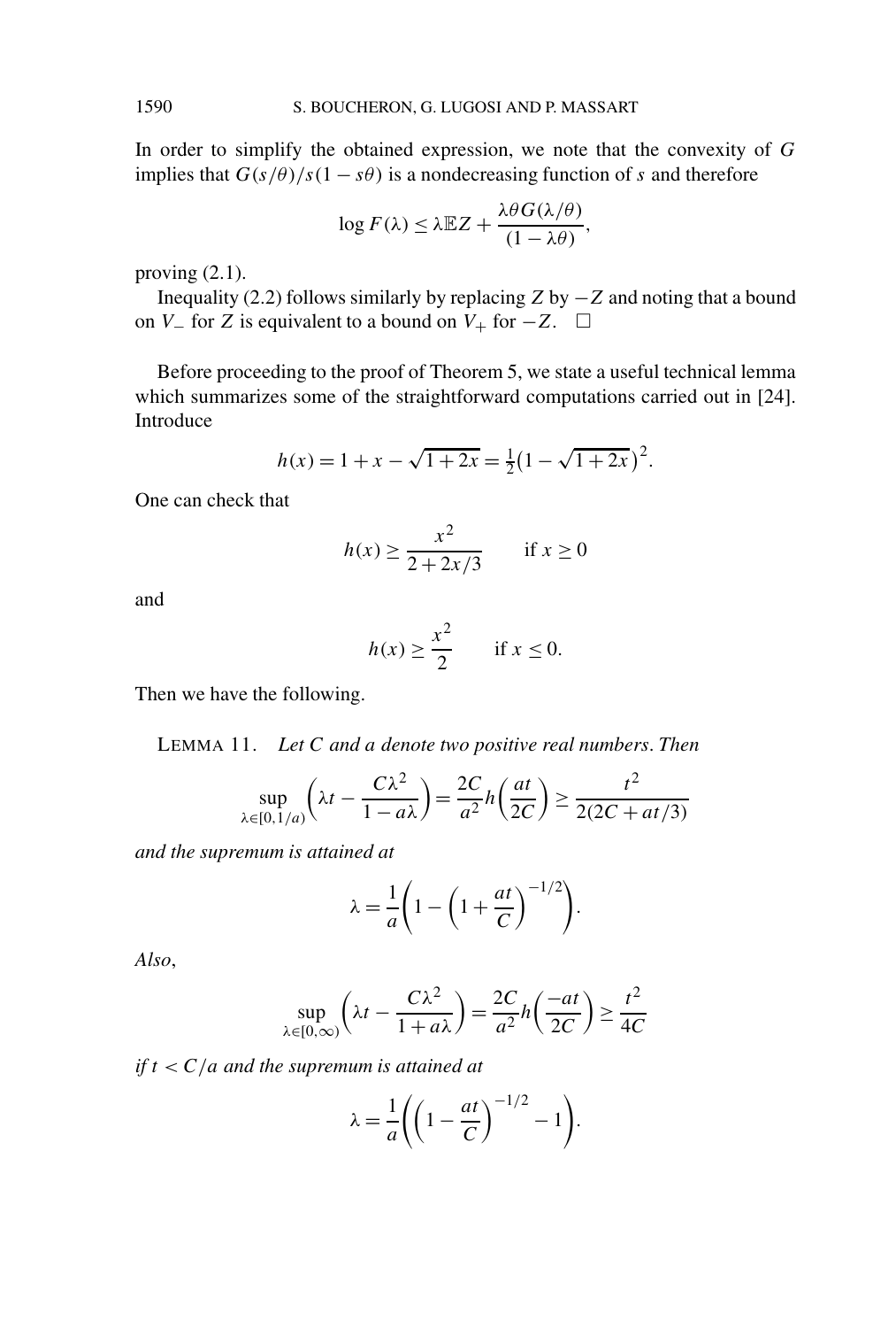In order to simplify the obtained expression, we note that the convexity of $G$ implies that $G(s/\theta)/s(1 - s\theta)$ is a nondecreasing function of $s$ and therefore

$$\log F(\lambda) \leq \lambda \mathbb{E}Z + \frac{\lambda\theta G(\lambda/\theta)}{(1 - \lambda\theta)},$$

proving (2.1).

Inequality (2.2) follows similarly by replacing $Z$ by $-Z$ and noting that a bound on $V_-$ for $Z$ is equivalent to a bound on $V_+$ for $-Z$. $\square$

Before proceeding to the proof of Theorem 5, we state a useful technical lemma which summarizes some of the straightforward computations carried out in [24]. Introduce

$$h(x) = 1 + x - \sqrt{1 + 2x} = \tfrac{1}{2}\big(1 - \sqrt{1 + 2x}\big)^2.$$

One can check that

$$h(x) \geq \frac{x^2}{2 + 2x/3} \qquad \text{if } x \geq 0$$

and

$$h(x) \geq \frac{x^2}{2} \qquad \text{if } x \leq 0.$$

Then we have the following.

LEMMA 11. *Let $C$ and $a$ denote two positive real numbers. Then*

$$\sup_{\lambda \in [0, 1/a)} \left( \lambda t - \frac{C\lambda^2}{1 - a\lambda} \right) = \frac{2C}{a^2} h\left( \frac{at}{2C} \right) \geq \frac{t^2}{2(2C + at/3)}$$

*and the supremum is attained at*

$$\lambda = \frac{1}{a}\left( 1 - \left( 1 + \frac{at}{C} \right)^{-1/2} \right).$$

*Also*,

$$\sup_{\lambda \in [0, \infty)} \left( \lambda t - \frac{C\lambda^2}{1 + a\lambda} \right) = \frac{2C}{a^2} h\left( \frac{-at}{2C} \right) \geq \frac{t^2}{4C}$$

*if $t < C/a$ and the supremum is attained at*

$$\lambda = \frac{1}{a}\left( \left( 1 - \frac{at}{C} \right)^{-1/2} - 1 \right).$$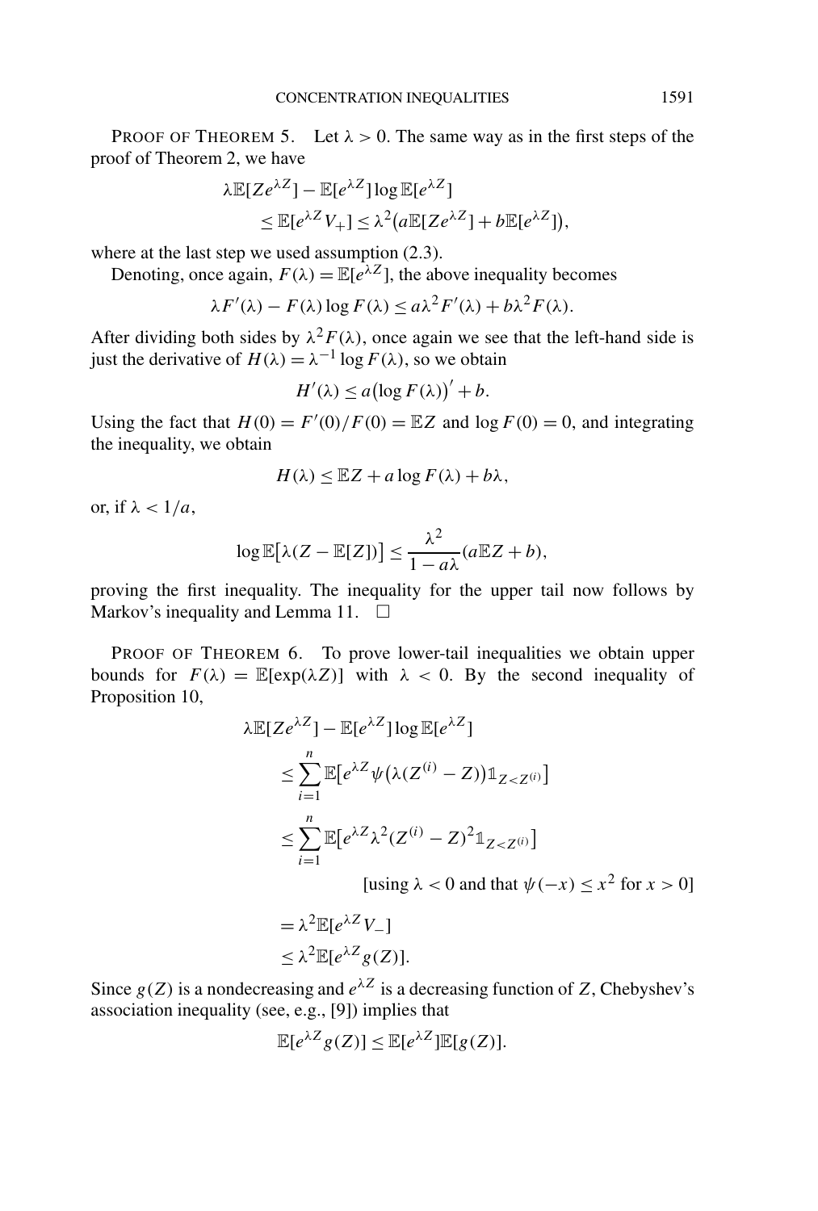PROOF OF THEOREM 5. Let $\lambda > 0$. The same way as in the first steps of the proof of Theorem 2, we have

$$
\begin{aligned}
\lambda \mathbb{E}[Ze^{\lambda Z}] &- \mathbb{E}[e^{\lambda Z}] \log \mathbb{E}[e^{\lambda Z}] \\
&\le \mathbb{E}[e^{\lambda Z} V_+] \le \lambda^2 \big(a\mathbb{E}[Ze^{\lambda Z}] + b\mathbb{E}[e^{\lambda Z}]\big),
\end{aligned}
$$

where at the last step we used assumption (2.3).

Denoting, once again, $F(\lambda) = \mathbb{E}[e^{\lambda Z}]$, the above inequality becomes

$$
\lambda F'(\lambda) - F(\lambda) \log F(\lambda) \le a\lambda^2 F'(\lambda) + b\lambda^2 F(\lambda).
$$

After dividing both sides by $\lambda^2 F(\lambda)$, once again we see that the left-hand side is just the derivative of $H(\lambda) = \lambda^{-1} \log F(\lambda)$, so we obtain

$$
H'(\lambda) \le a\big(\log F(\lambda)\big)' + b.
$$

Using the fact that $H(0) = F'(0)/F(0) = \mathbb{E}Z$ and $\log F(0) = 0$, and integrating the inequality, we obtain

$$
H(\lambda) \le \mathbb{E}Z + a \log F(\lambda) + b\lambda,
$$

or, if $\lambda < 1/a$,

$$
\log \mathbb{E}\big[\lambda(Z - \mathbb{E}[Z])\big] \le \frac{\lambda^2}{1 - a\lambda}(a\mathbb{E}Z + b),
$$

proving the first inequality. The inequality for the upper tail now follows by Markov's inequality and Lemma 11. $\square$

PROOF OF THEOREM 6. To prove lower-tail inequalities we obtain upper bounds for $F(\lambda) = \mathbb{E}[\exp(\lambda Z)]$ with $\lambda < 0$. By the second inequality of Proposition 10,

$$
\begin{aligned}
\lambda \mathbb{E}[Ze^{\lambda Z}] &- \mathbb{E}[e^{\lambda Z}] \log \mathbb{E}[e^{\lambda Z}] \\
&\le \sum_{i=1}^{n} \mathbb{E}\big[e^{\lambda Z} \psi\big(\lambda(Z^{(i)} - Z)\big) \mathbb{1}_{Z < Z^{(i)}}\big] \\
&\le \sum_{i=1}^{n} \mathbb{E}\big[e^{\lambda Z} \lambda^2 (Z^{(i)} - Z)^2 \mathbb{1}_{Z < Z^{(i)}}\big] \\
&\qquad\qquad \text{[using } \lambda < 0 \text{ and that } \psi(-x) \le x^2 \text{ for } x > 0\text{]} \\
&= \lambda^2 \mathbb{E}[e^{\lambda Z} V_-] \\
&\le \lambda^2 \mathbb{E}[e^{\lambda Z} g(Z)].
\end{aligned}
$$

Since $g(Z)$ is a nondecreasing and $e^{\lambda Z}$ is a decreasing function of $Z$, Chebyshev's association inequality (see, e.g., [9]) implies that

$$
\mathbb{E}[e^{\lambda Z} g(Z)] \le \mathbb{E}[e^{\lambda Z}] \mathbb{E}[g(Z)].
$$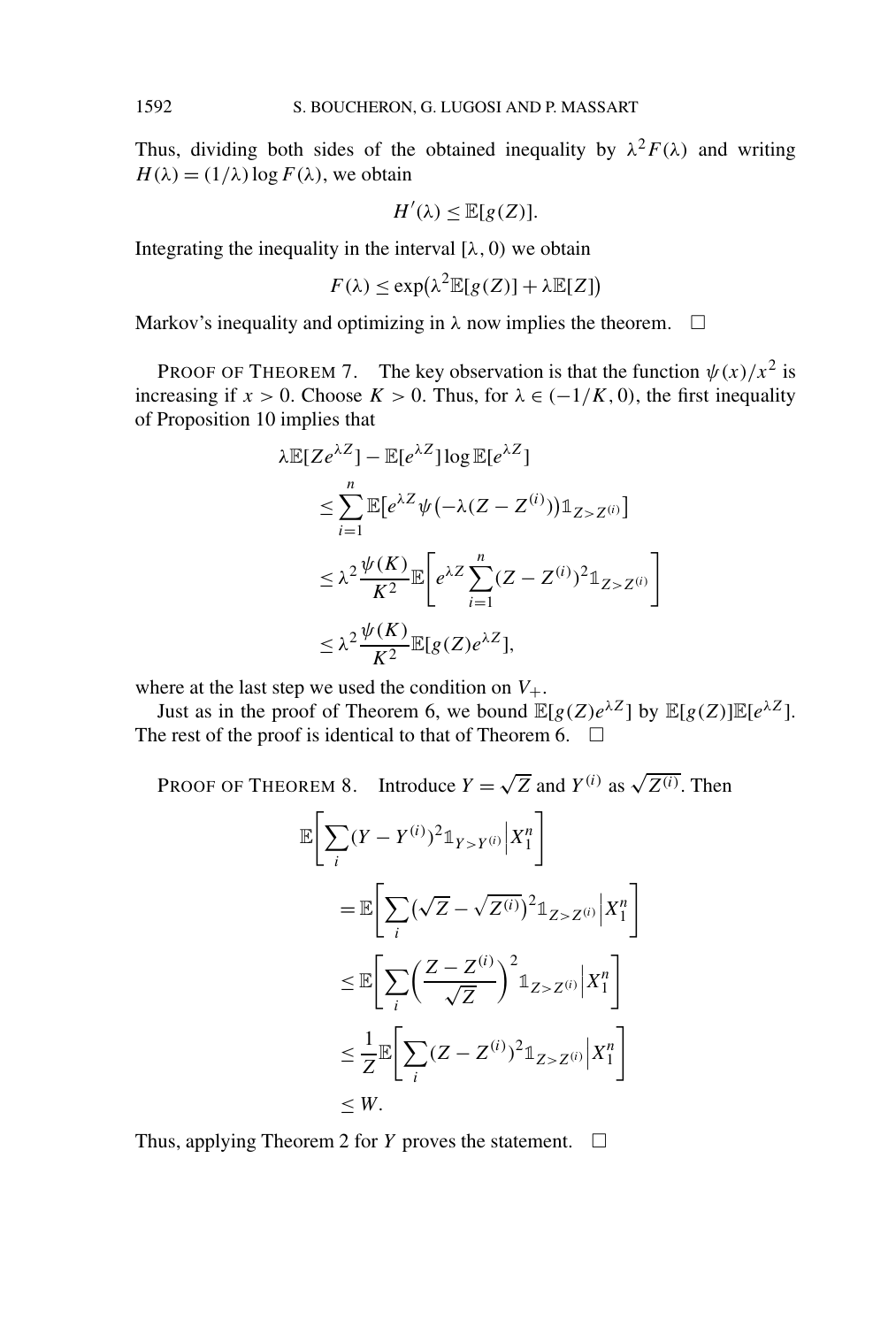Thus, dividing both sides of the obtained inequality by $\lambda^2 F(\lambda)$ and writing $H(\lambda) = (1/\lambda)\log F(\lambda)$, we obtain

$$H'(\lambda) \le \mathbb{E}[g(Z)].$$

Integrating the inequality in the interval $[\lambda, 0)$ we obtain

$$F(\lambda) \le \exp\bigl(\lambda^2 \mathbb{E}[g(Z)] + \lambda \mathbb{E}[Z]\bigr)$$

Markov's inequality and optimizing in $\lambda$ now implies the theorem. $\square$

PROOF OF THEOREM 7. The key observation is that the function $\psi(x)/x^2$ is increasing if $x > 0$. Choose $K > 0$. Thus, for $\lambda \in (-1/K, 0)$, the first inequality of Proposition 10 implies that

$$\begin{aligned}
&\lambda \mathbb{E}[Z e^{\lambda Z}] - \mathbb{E}[e^{\lambda Z}]\log \mathbb{E}[e^{\lambda Z}] \\
&\quad \le \sum_{i=1}^{n} \mathbb{E}\bigl[e^{\lambda Z}\psi\bigl(-\lambda(Z - Z^{(i)})\bigr)\mathbb{1}_{Z > Z^{(i)}}\bigr] \\
&\quad \le \lambda^2 \frac{\psi(K)}{K^2} \mathbb{E}\Biggl[e^{\lambda Z}\sum_{i=1}^{n}(Z - Z^{(i)})^2 \mathbb{1}_{Z > Z^{(i)}}\Biggr] \\
&\quad \le \lambda^2 \frac{\psi(K)}{K^2} \mathbb{E}[g(Z)e^{\lambda Z}],
\end{aligned}$$

where at the last step we used the condition on $V_+$.

Just as in the proof of Theorem 6, we bound $\mathbb{E}[g(Z)e^{\lambda Z}]$ by $\mathbb{E}[g(Z)]\mathbb{E}[e^{\lambda Z}]$. The rest of the proof is identical to that of Theorem 6. $\square$

PROOF OF THEOREM 8. Introduce $Y = \sqrt{Z}$ and $Y^{(i)}$ as $\sqrt{Z^{(i)}}$. Then

$$\begin{aligned}
&\mathbb{E}\Biggl[\sum_i (Y - Y^{(i)})^2 \mathbb{1}_{Y > Y^{(i)}} \Big| X_1^n\Biggr] \\
&\quad = \mathbb{E}\Biggl[\sum_i \bigl(\sqrt{Z} - \sqrt{Z^{(i)}}\bigr)^2 \mathbb{1}_{Z > Z^{(i)}} \Big| X_1^n\Biggr] \\
&\quad \le \mathbb{E}\Biggl[\sum_i \biggl(\frac{Z - Z^{(i)}}{\sqrt{Z}}\biggr)^2 \mathbb{1}_{Z > Z^{(i)}} \Big| X_1^n\Biggr] \\
&\quad \le \frac{1}{Z}\mathbb{E}\Biggl[\sum_i (Z - Z^{(i)})^2 \mathbb{1}_{Z > Z^{(i)}} \Big| X_1^n\Biggr] \\
&\quad \le W.
\end{aligned}$$

Thus, applying Theorem 2 for $Y$ proves the statement. $\square$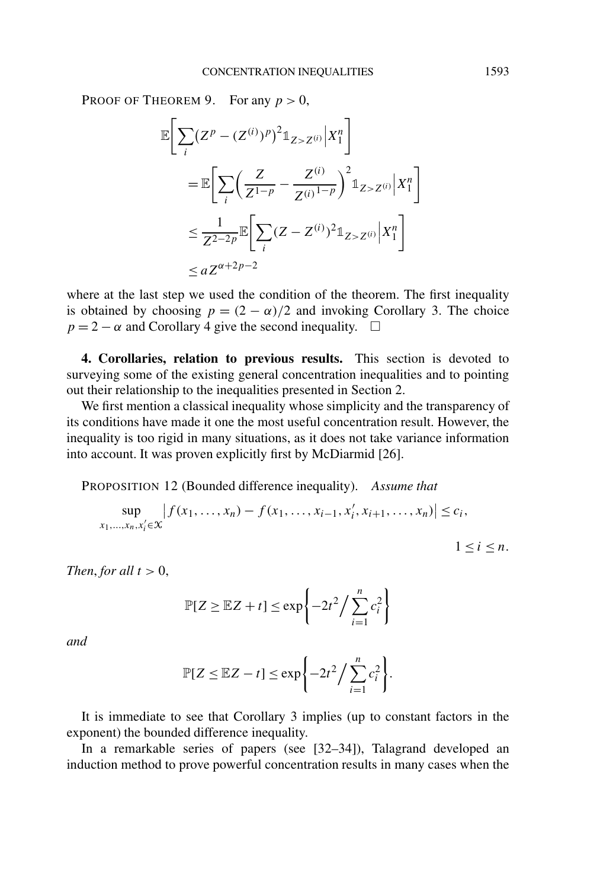PROOF OF THEOREM 9. For any $p > 0$,

$$
\begin{aligned}
\mathbb{E}\left[\sum_i \left(Z^p - (Z^{(i)})^p\right)^2 \mathbb{1}_{Z>Z^{(i)}} \Big| X_1^n\right]
&= \mathbb{E}\left[\sum_i \left(\frac{Z}{Z^{1-p}} - \frac{Z^{(i)}}{{Z^{(i)}}^{1-p}}\right)^2 \mathbb{1}_{Z>Z^{(i)}} \Big| X_1^n\right] \\
&\le \frac{1}{Z^{2-2p}} \mathbb{E}\left[\sum_i (Z - Z^{(i)})^2 \mathbb{1}_{Z>Z^{(i)}} \Big| X_1^n\right] \\
&\le a Z^{\alpha+2p-2}
\end{aligned}
$$

where at the last step we used the condition of the theorem. The first inequality is obtained by choosing $p = (2-\alpha)/2$ and invoking Corollary 3. The choice $p = 2-\alpha$ and Corollary 4 give the second inequality. $\square$

**4. Corollaries, relation to previous results.** This section is devoted to surveying some of the existing general concentration inequalities and to pointing out their relationship to the inequalities presented in Section 2.

We first mention a classical inequality whose simplicity and the transparency of its conditions have made it one the most useful concentration result. However, the inequality is too rigid in many situations, as it does not take variance information into account. It was proven explicitly first by McDiarmid [26].

PROPOSITION 12 (Bounded difference inequality). *Assume that*

$$
\sup_{x_1,\dots,x_n,x_i' \in \mathcal{X}} \left| f(x_1,\dots,x_n) - f(x_1,\dots,x_{i-1},x_i',x_{i+1},\dots,x_n)\right| \le c_i, \qquad 1 \le i \le n.
$$

*Then, for all* $t > 0$,

$$
\mathbb{P}[Z \ge \mathbb{E}Z + t] \le \exp\left\{-2t^2 \Big/ \sum_{i=1}^n c_i^2\right\}
$$

*and*

$$
\mathbb{P}[Z \le \mathbb{E}Z - t] \le \exp\left\{-2t^2 \Big/ \sum_{i=1}^n c_i^2\right\}.
$$

It is immediate to see that Corollary 3 implies (up to constant factors in the exponent) the bounded difference inequality.

In a remarkable series of papers (see [32–34]), Talagrand developed an induction method to prove powerful concentration results in many cases when the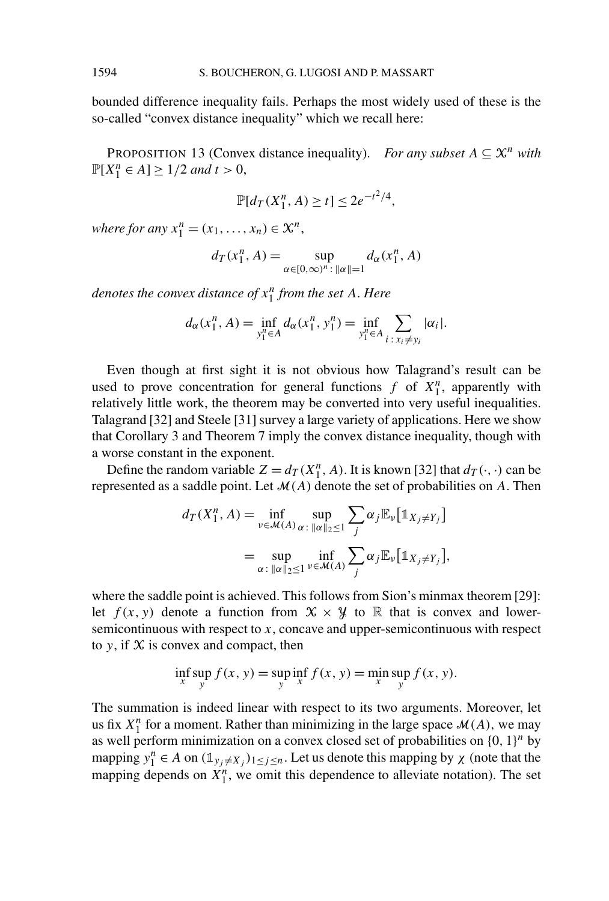bounded difference inequality fails. Perhaps the most widely used of these is the so-called "convex distance inequality" which we recall here:

PROPOSITION 13 (Convex distance inequality). *For any subset $A \subseteq \mathcal{X}^n$ with $\mathbb{P}[X_1^n \in A] \geq 1/2$ and $t > 0$,*

$$\mathbb{P}[d_T(X_1^n, A) \geq t] \leq 2e^{-t^2/4},$$

*where for any $x_1^n = (x_1, \ldots, x_n) \in \mathcal{X}^n$,*

$$d_T(x_1^n, A) = \sup_{\alpha \in [0,\infty)^n : \|\alpha\|=1} d_\alpha(x_1^n, A)$$

*denotes the convex distance of $x_1^n$ from the set $A$. Here*

$$d_\alpha(x_1^n, A) = \inf_{y_1^n \in A} d_\alpha(x_1^n, y_1^n) = \inf_{y_1^n \in A} \sum_{i : x_i \neq y_i} |\alpha_i|.$$

Even though at first sight it is not obvious how Talagrand's result can be used to prove concentration for general functions $f$ of $X_1^n$, apparently with relatively little work, the theorem may be converted into very useful inequalities. Talagrand [32] and Steele [31] survey a large variety of applications. Here we show that Corollary 3 and Theorem 7 imply the convex distance inequality, though with a worse constant in the exponent.

Define the random variable $Z = d_T(X_1^n, A)$. It is known [32] that $d_T(\cdot, \cdot)$ can be represented as a saddle point. Let $\mathcal{M}(A)$ denote the set of probabilities on $A$. Then

$$\begin{aligned} d_T(X_1^n, A) &= \inf_{\nu \in \mathcal{M}(A)} \sup_{\alpha : \|\alpha\|_2 \leq 1} \sum_j \alpha_j \mathbb{E}_\nu[\mathbb{1}_{X_j \neq Y_j}] \\ &= \sup_{\alpha : \|\alpha\|_2 \leq 1} \inf_{\nu \in \mathcal{M}(A)} \sum_j \alpha_j \mathbb{E}_\nu[\mathbb{1}_{X_j \neq Y_j}], \end{aligned}$$

where the saddle point is achieved. This follows from Sion's minmax theorem [29]: let $f(x, y)$ denote a function from $\mathcal{X} \times \mathcal{Y}$ to $\mathbb{R}$ that is convex and lower-semicontinuous with respect to $x$, concave and upper-semicontinuous with respect to $y$, if $\mathcal{X}$ is convex and compact, then

$$\inf_x \sup_y f(x, y) = \sup_y \inf_x f(x, y) = \min_x \sup_y f(x, y).$$

The summation is indeed linear with respect to its two arguments. Moreover, let us fix $X_1^n$ for a moment. Rather than minimizing in the large space $\mathcal{M}(A)$, we may as well perform minimization on a convex closed set of probabilities on $\{0, 1\}^n$ by mapping $y_1^n \in A$ on $(\mathbb{1}_{y_j \neq X_j})_{1 \leq j \leq n}$. Let us denote this mapping by $\chi$ (note that the mapping depends on $X_1^n$, we omit this dependence to alleviate notation). The set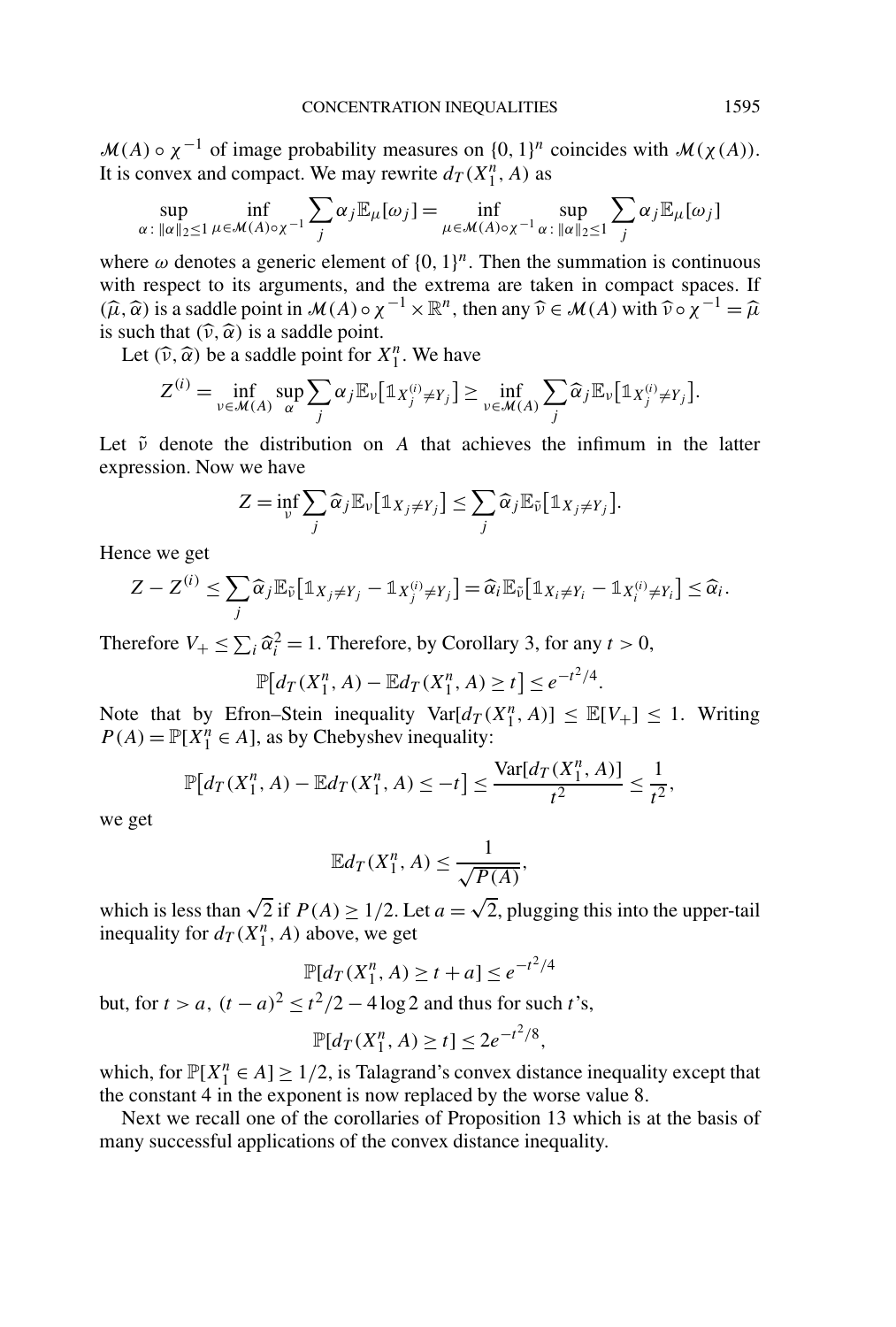$\mathcal{M}(A) \circ \chi^{-1}$ of image probability measures on $\{0,1\}^n$ coincides with $\mathcal{M}(\chi(A))$. It is convex and compact. We may rewrite $d_T(X_1^n, A)$ as

$$\sup_{\alpha : \|\alpha\|_2 \le 1} \inf_{\mu \in \mathcal{M}(A)\circ\chi^{-1}} \sum_j \alpha_j \mathbb{E}_\mu[\omega_j] = \inf_{\mu \in \mathcal{M}(A)\circ\chi^{-1}} \sup_{\alpha : \|\alpha\|_2 \le 1} \sum_j \alpha_j \mathbb{E}_\mu[\omega_j]$$

where $\omega$ denotes a generic element of $\{0,1\}^n$. Then the summation is continuous with respect to its arguments, and the extrema are taken in compact spaces. If $(\widehat{\mu}, \widehat{\alpha})$ is a saddle point in $\mathcal{M}(A) \circ \chi^{-1} \times \mathbb{R}^n$, then any $\widehat{\nu} \in \mathcal{M}(A)$ with $\widehat{\nu} \circ \chi^{-1} = \widehat{\mu}$ is such that $(\widehat{\nu}, \widehat{\alpha})$ is a saddle point.

Let $(\widehat{\nu}, \widehat{\alpha})$ be a saddle point for $X_1^n$. We have

$$Z^{(i)} = \inf_{\nu \in \mathcal{M}(A)} \sup_\alpha \sum_j \alpha_j \mathbb{E}_\nu[\mathbb{1}_{X_j^{(i)} \ne Y_j}] \ge \inf_{\nu \in \mathcal{M}(A)} \sum_j \widehat{\alpha}_j \mathbb{E}_\nu[\mathbb{1}_{X_j^{(i)} \ne Y_j}].$$

Let $\tilde{\nu}$ denote the distribution on $A$ that achieves the infimum in the latter expression. Now we have

$$Z = \inf_\nu \sum_j \widehat{\alpha}_j \mathbb{E}_\nu[\mathbb{1}_{X_j \ne Y_j}] \le \sum_j \widehat{\alpha}_j \mathbb{E}_{\tilde{\nu}}[\mathbb{1}_{X_j \ne Y_j}].$$

Hence we get

$$Z - Z^{(i)} \le \sum_j \widehat{\alpha}_j \mathbb{E}_{\tilde{\nu}}[\mathbb{1}_{X_j \ne Y_j} - \mathbb{1}_{X_j^{(i)} \ne Y_j}] = \widehat{\alpha}_i \mathbb{E}_{\tilde{\nu}}[\mathbb{1}_{X_i \ne Y_i} - \mathbb{1}_{X_i^{(i)} \ne Y_i}] \le \widehat{\alpha}_i.$$

Therefore $V_+ \le \sum_i \widehat{\alpha}_i^2 = 1$. Therefore, by Corollary 3, for any $t > 0$,

$$\mathbb{P}[d_T(X_1^n, A) - \mathbb{E}d_T(X_1^n, A) \ge t] \le e^{-t^2/4}.$$

Note that by Efron–Stein inequality $\mathrm{Var}[d_T(X_1^n, A)] \le \mathbb{E}[V_+] \le 1$. Writing $P(A) = \mathbb{P}[X_1^n \in A]$, as by Chebyshev inequality:

$$\mathbb{P}[d_T(X_1^n, A) - \mathbb{E}d_T(X_1^n, A) \le -t] \le \frac{\mathrm{Var}[d_T(X_1^n, A)]}{t^2} \le \frac{1}{t^2},$$

we get

$$\mathbb{E}d_T(X_1^n, A) \le \frac{1}{\sqrt{P(A)}},$$

which is less than $\sqrt{2}$ if $P(A) \ge 1/2$. Let $a = \sqrt{2}$, plugging this into the upper-tail inequality for $d_T(X_1^n, A)$ above, we get

$$\mathbb{P}[d_T(X_1^n, A) \ge t + a] \le e^{-t^2/4}$$

but, for $t > a$, $(t-a)^2 \le t^2/2 - 4\log 2$ and thus for such $t$'s,

$$\mathbb{P}[d_T(X_1^n, A) \ge t] \le 2e^{-t^2/8},$$

which, for $\mathbb{P}[X_1^n \in A] \ge 1/2$, is Talagrand's convex distance inequality except that the constant 4 in the exponent is now replaced by the worse value 8.

Next we recall one of the corollaries of Proposition 13 which is at the basis of many successful applications of the convex distance inequality.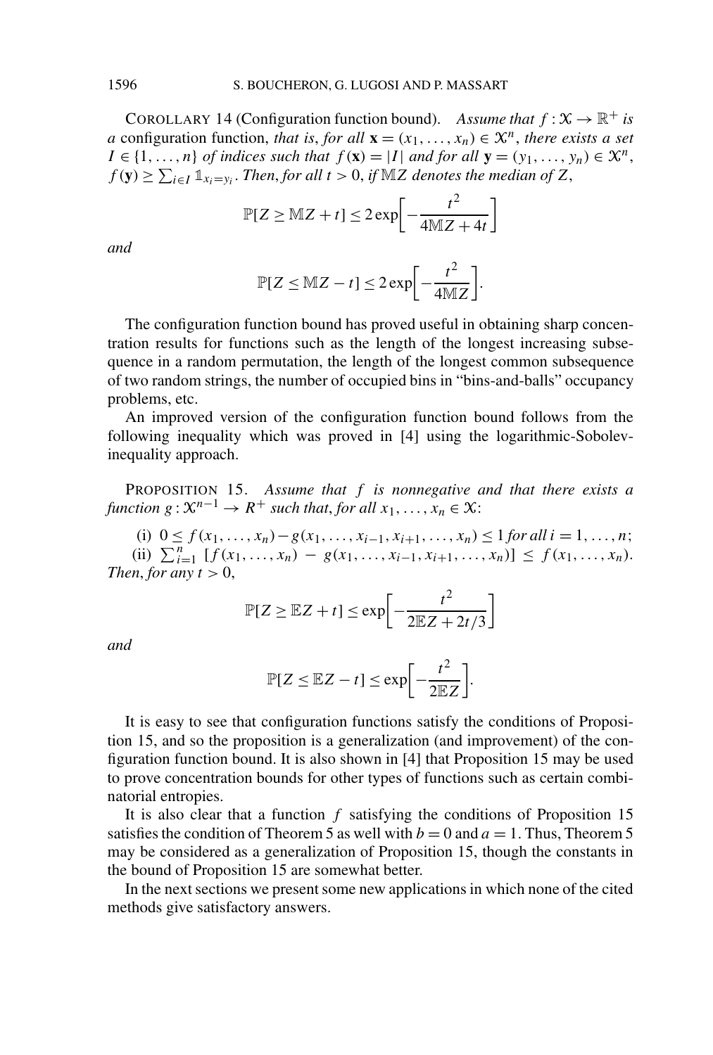COROLLARY 14 (Configuration function bound). *Assume that $f : \mathcal{X} \to \mathbb{R}^+$ is a* configuration function, *that is*, *for all $\mathbf{x} = (x_1, \dots, x_n) \in \mathcal{X}^n$, there exists a set $I \in \{1, \dots, n\}$ of indices such that $f(\mathbf{x}) = |I|$ and for all $\mathbf{y} = (y_1, \dots, y_n) \in \mathcal{X}^n$, $f(\mathbf{y}) \geq \sum_{i \in I} \mathbb{1}_{x_i = y_i}$. Then, for all $t > 0$, if $\mathbb{M}Z$ denotes the median of $Z$,*

$$\mathbb{P}[Z \geq \mathbb{M}Z + t] \leq 2 \exp\left[-\frac{t^2}{4\mathbb{M}Z + 4t}\right]$$

*and*

$$\mathbb{P}[Z \leq \mathbb{M}Z - t] \leq 2 \exp\left[-\frac{t^2}{4\mathbb{M}Z}\right].$$

The configuration function bound has proved useful in obtaining sharp concentration results for functions such as the length of the longest increasing subsequence in a random permutation, the length of the longest common subsequence of two random strings, the number of occupied bins in "bins-and-balls" occupancy problems, etc.

An improved version of the configuration function bound follows from the following inequality which was proved in [4] using the logarithmic-Sobolev-inequality approach.

PROPOSITION 15. *Assume that $f$ is nonnegative and that there exists a function $g : \mathcal{X}^{n-1} \to R^+$ such that, for all $x_1, \dots, x_n \in \mathcal{X}$:*

(i) $0 \leq f(x_1, \dots, x_n) - g(x_1, \dots, x_{i-1}, x_{i+1}, \dots, x_n) \leq 1$ *for all $i = 1, \dots, n$*;

(ii) $\sum_{i=1}^{n} [f(x_1, \dots, x_n) - g(x_1, \dots, x_{i-1}, x_{i+1}, \dots, x_n)] \leq f(x_1, \dots, x_n)$. *Then, for any $t > 0$,*

$$\mathbb{P}[Z \geq \mathbb{E}Z + t] \leq \exp\left[-\frac{t^2}{2\mathbb{E}Z + 2t/3}\right]$$

*and*

$$\mathbb{P}[Z \leq \mathbb{E}Z - t] \leq \exp\left[-\frac{t^2}{2\mathbb{E}Z}\right].$$

It is easy to see that configuration functions satisfy the conditions of Proposition 15, and so the proposition is a generalization (and improvement) of the configuration function bound. It is also shown in [4] that Proposition 15 may be used to prove concentration bounds for other types of functions such as certain combinatorial entropies.

It is also clear that a function $f$ satisfying the conditions of Proposition 15 satisfies the condition of Theorem 5 as well with $b = 0$ and $a = 1$. Thus, Theorem 5 may be considered as a generalization of Proposition 15, though the constants in the bound of Proposition 15 are somewhat better.

In the next sections we present some new applications in which none of the cited methods give satisfactory answers.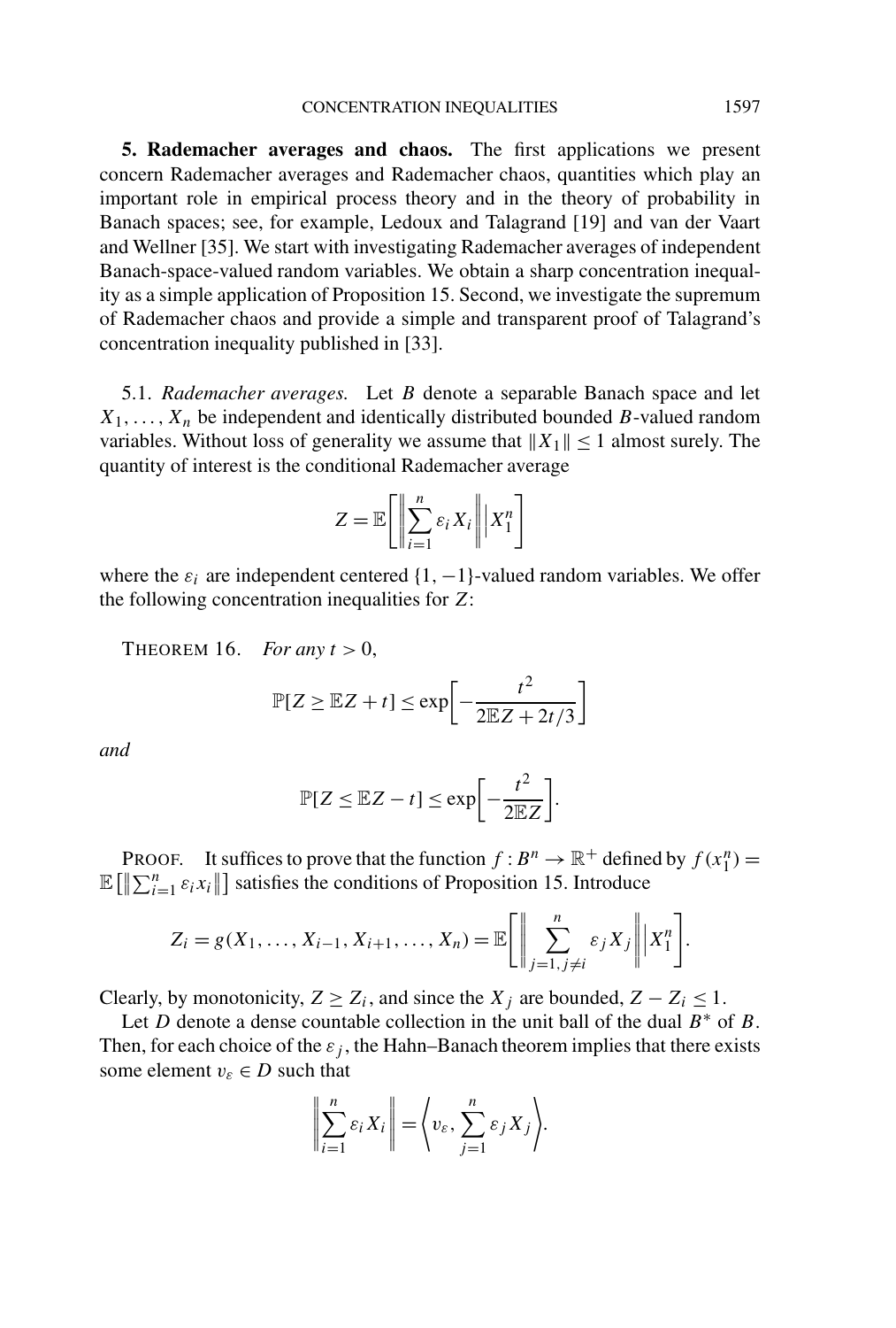**5. Rademacher averages and chaos.** The first applications we present concern Rademacher averages and Rademacher chaos, quantities which play an important role in empirical process theory and in the theory of probability in Banach spaces; see, for example, Ledoux and Talagrand [19] and van der Vaart and Wellner [35]. We start with investigating Rademacher averages of independent Banach-space-valued random variables. We obtain a sharp concentration inequality as a simple application of Proposition 15. Second, we investigate the supremum of Rademacher chaos and provide a simple and transparent proof of Talagrand's concentration inequality published in [33].

5.1. *Rademacher averages.* Let $B$ denote a separable Banach space and let $X_1, \dots, X_n$ be independent and identically distributed bounded $B$-valued random variables. Without loss of generality we assume that $\|X_1\| \le 1$ almost surely. The quantity of interest is the conditional Rademacher average

$$Z = \mathbb{E}\left[\left\|\sum_{i=1}^{n} \varepsilon_i X_i\right\| \Big| X_1^n\right]$$

where the $\varepsilon_i$ are independent centered $\{1, -1\}$-valued random variables. We offer the following concentration inequalities for $Z$:

THEOREM 16. *For any $t > 0$,*

$$\mathbb{P}[Z \ge \mathbb{E}Z + t] \le \exp\left[-\frac{t^2}{2\mathbb{E}Z + 2t/3}\right]$$

*and*

$$\mathbb{P}[Z \le \mathbb{E}Z - t] \le \exp\left[-\frac{t^2}{2\mathbb{E}Z}\right].$$

PROOF. It suffices to prove that the function $f : B^n \to \mathbb{R}^+$ defined by $f(x_1^n) = \mathbb{E}\left[\left\|\sum_{i=1}^{n} \varepsilon_i x_i\right\|\right]$ satisfies the conditions of Proposition 15. Introduce

$$Z_i = g(X_1, \dots, X_{i-1}, X_{i+1}, \dots, X_n) = \mathbb{E}\left[\left\|\sum_{j=1, j\ne i}^{n} \varepsilon_j X_j\right\| \Big| X_1^n\right].$$

Clearly, by monotonicity, $Z \ge Z_i$, and since the $X_j$ are bounded, $Z - Z_i \le 1$.

Let $D$ denote a dense countable collection in the unit ball of the dual $B^*$ of $B$. Then, for each choice of the $\varepsilon_j$, the Hahn–Banach theorem implies that there exists some element $v_\varepsilon \in D$ such that

$$\left\|\sum_{i=1}^{n} \varepsilon_i X_i\right\| = \left\langle v_\varepsilon, \sum_{j=1}^{n} \varepsilon_j X_j\right\rangle.$$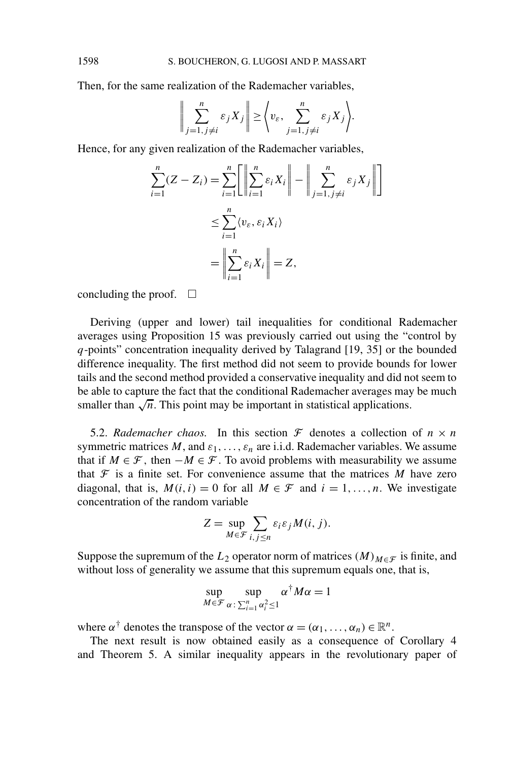Then, for the same realization of the Rademacher variables,

$$\left\| \sum_{j=1, j\neq i}^{n} \varepsilon_j X_j \right\| \geq \left\langle v_\varepsilon, \sum_{j=1, j\neq i}^{n} \varepsilon_j X_j \right\rangle.$$

Hence, for any given realization of the Rademacher variables,

$$\begin{aligned}
\sum_{i=1}^{n} (Z - Z_i) &= \sum_{i=1}^{n} \left[ \left\| \sum_{i=1}^{n} \varepsilon_i X_i \right\| - \left\| \sum_{j=1, j\neq i}^{n} \varepsilon_j X_j \right\| \right] \\
&\leq \sum_{i=1}^{n} \langle v_\varepsilon, \varepsilon_i X_i \rangle \\
&= \left\| \sum_{i=1}^{n} \varepsilon_i X_i \right\| = Z,
\end{aligned}$$

concluding the proof. $\square$

Deriving (upper and lower) tail inequalities for conditional Rademacher averages using Proposition 15 was previously carried out using the "control by $q$-points" concentration inequality derived by Talagrand [19, 35] or the bounded difference inequality. The first method did not seem to provide bounds for lower tails and the second method provided a conservative inequality and did not seem to be able to capture the fact that the conditional Rademacher averages may be much smaller than $\sqrt{n}$. This point may be important in statistical applications.

5.2. *Rademacher chaos.* In this section $\mathcal{F}$ denotes a collection of $n \times n$ symmetric matrices $M$, and $\varepsilon_1, \ldots, \varepsilon_n$ are i.i.d. Rademacher variables. We assume that if $M \in \mathcal{F}$, then $-M \in \mathcal{F}$. To avoid problems with measurability we assume that $\mathcal{F}$ is a finite set. For convenience assume that the matrices $M$ have zero diagonal, that is, $M(i,i) = 0$ for all $M \in \mathcal{F}$ and $i = 1, \ldots, n$. We investigate concentration of the random variable

$$Z = \sup_{M \in \mathcal{F}} \sum_{i,j \leq n} \varepsilon_i \varepsilon_j M(i,j).$$

Suppose the supremum of the $L_2$ operator norm of matrices $(M)_{M \in \mathcal{F}}$ is finite, and without loss of generality we assume that this supremum equals one, that is,

$$\sup_{M \in \mathcal{F}} \sup_{\alpha : \sum_{i=1}^{n} \alpha_i^2 \leq 1} \alpha^\dagger M \alpha = 1$$

where $\alpha^\dagger$ denotes the transpose of the vector $\alpha = (\alpha_1, \ldots, \alpha_n) \in \mathbb{R}^n$.

The next result is now obtained easily as a consequence of Corollary 4 and Theorem 5. A similar inequality appears in the revolutionary paper of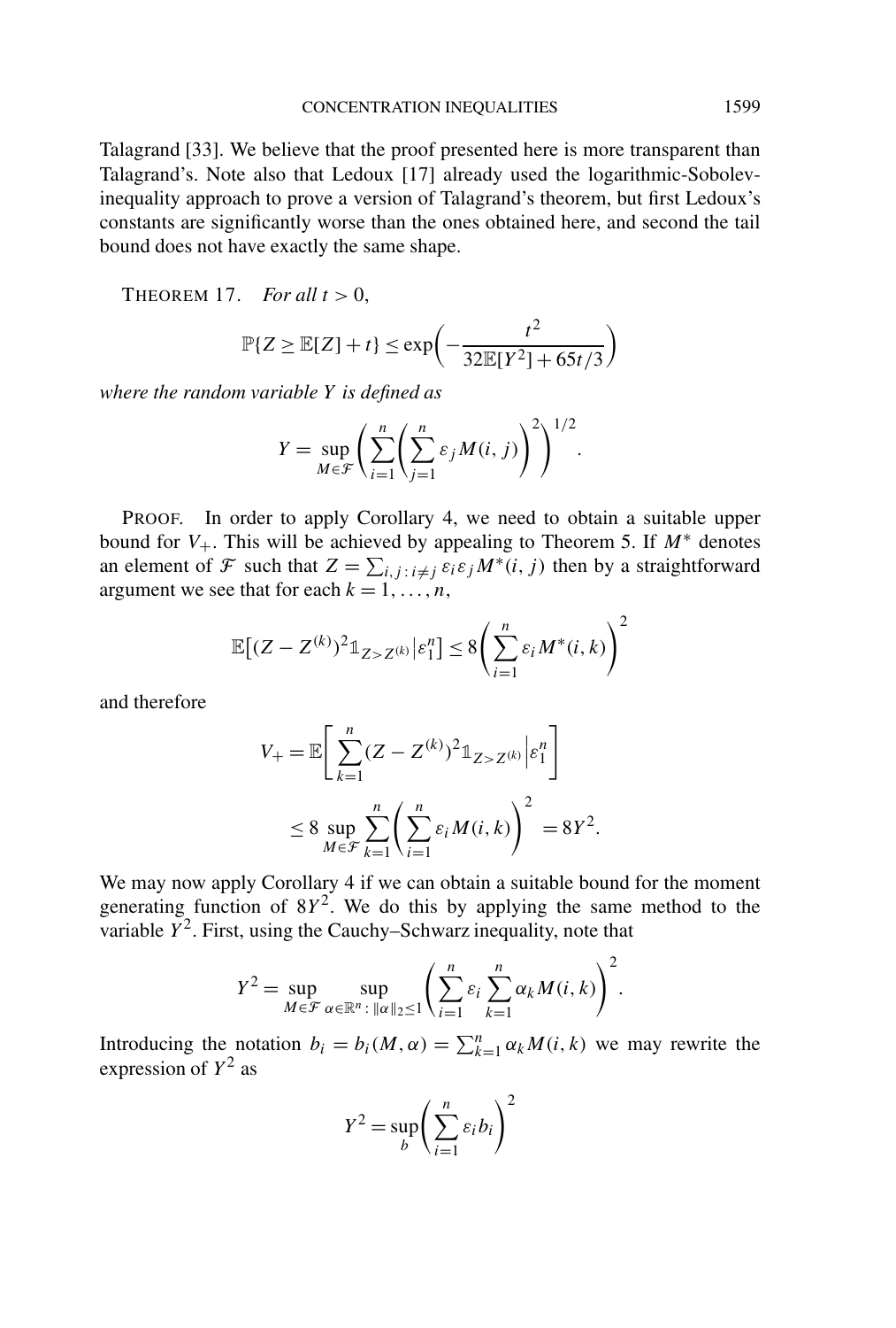Talagrand [33]. We believe that the proof presented here is more transparent than Talagrand's. Note also that Ledoux [17] already used the logarithmic-Sobolev-inequality approach to prove a version of Talagrand's theorem, but first Ledoux's constants are significantly worse than the ones obtained here, and second the tail bound does not have exactly the same shape.

THEOREM 17. *For all* $t > 0$,

$$\mathbb{P}\{Z \geq \mathbb{E}[Z] + t\} \leq \exp\left(-\frac{t^2}{32\mathbb{E}[Y^2] + 65t/3}\right)$$

*where the random variable* $Y$ *is defined as*

$$Y = \sup_{M \in \mathcal{F}} \left( \sum_{i=1}^{n} \left( \sum_{j=1}^{n} \varepsilon_j M(i, j) \right)^2 \right)^{1/2}.$$

PROOF. In order to apply Corollary 4, we need to obtain a suitable upper bound for $V_+$. This will be achieved by appealing to Theorem 5. If $M^*$ denotes an element of $\mathcal{F}$ such that $Z = \sum_{i,j : i \neq j} \varepsilon_i \varepsilon_j M^*(i, j)$ then by a straightforward argument we see that for each $k = 1, \ldots, n$,

$$\mathbb{E}\left[(Z - Z^{(k)})^2 \mathbb{1}_{Z > Z^{(k)}} \middle| \varepsilon_1^n\right] \leq 8 \left( \sum_{i=1}^{n} \varepsilon_i M^*(i, k) \right)^2$$

and therefore

$$\begin{aligned} V_+ &= \mathbb{E}\left[ \sum_{k=1}^{n} (Z - Z^{(k)})^2 \mathbb{1}_{Z > Z^{(k)}} \middle| \varepsilon_1^n \right] \\ &\leq 8 \sup_{M \in \mathcal{F}} \sum_{k=1}^{n} \left( \sum_{i=1}^{n} \varepsilon_i M(i, k) \right)^2 = 8Y^2. \end{aligned}$$

We may now apply Corollary 4 if we can obtain a suitable bound for the moment generating function of $8Y^2$. We do this by applying the same method to the variable $Y^2$. First, using the Cauchy–Schwarz inequality, note that

$$Y^2 = \sup_{M \in \mathcal{F}} \sup_{\alpha \in \mathbb{R}^n : \|\alpha\|_2 \leq 1} \left( \sum_{i=1}^{n} \varepsilon_i \sum_{k=1}^{n} \alpha_k M(i, k) \right)^2.$$

Introducing the notation $b_i = b_i(M, \alpha) = \sum_{k=1}^{n} \alpha_k M(i, k)$ we may rewrite the expression of $Y^2$ as

$$Y^2 = \sup_b \left( \sum_{i=1}^{n} \varepsilon_i b_i \right)^2$$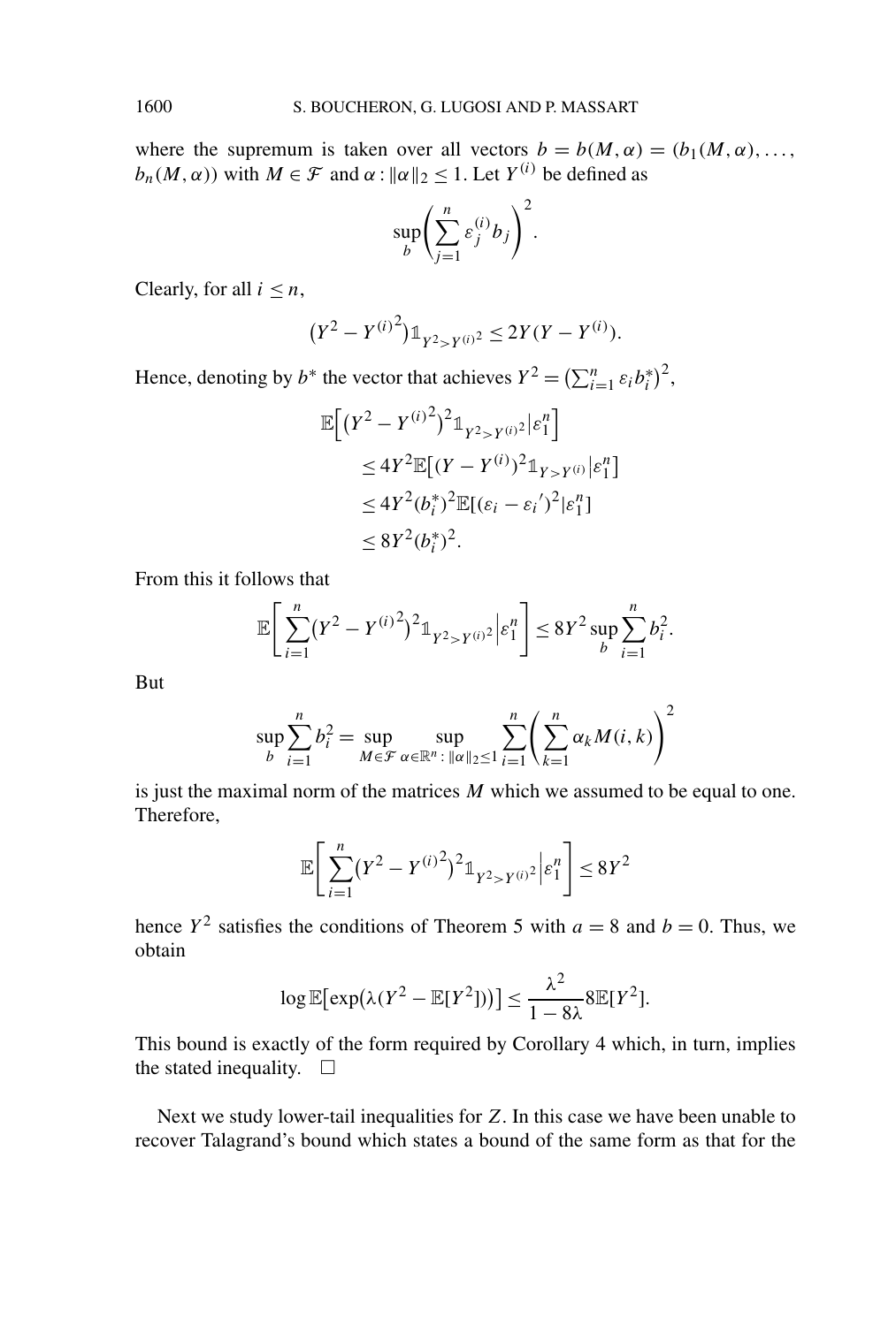where the supremum is taken over all vectors $b = b(M, \alpha) = (b_1(M, \alpha), \dots, b_n(M, \alpha))$ with $M \in \mathcal{F}$ and $\alpha : \|\alpha\|_2 \le 1$. Let $Y^{(i)}$ be defined as

$$\sup_b \left( \sum_{j=1}^n \varepsilon_j^{(i)} b_j \right)^2 .$$

Clearly, for all $i \le n$,

$$\left(Y^2 - Y^{(i)2}\right) \mathbb{1}_{Y^2 > Y^{(i)2}} \le 2Y(Y - Y^{(i)}).$$

Hence, denoting by $b^*$ the vector that achieves $Y^2 = \left(\sum_{i=1}^n \varepsilon_i b_i^*\right)^2$,

$$\begin{aligned}
&\mathbb{E}\left[\left(Y^2 - Y^{(i)2}\right)^2 \mathbb{1}_{Y^2 > Y^{(i)2}} \middle| \varepsilon_1^n\right] \\
&\quad \le 4Y^2 \mathbb{E}\left[(Y - Y^{(i)})^2 \mathbb{1}_{Y > Y^{(i)}} \middle| \varepsilon_1^n\right] \\
&\quad \le 4Y^2 (b_i^*)^2 \mathbb{E}[(\varepsilon_i - \varepsilon_i{}')^2 | \varepsilon_1^n] \\
&\quad \le 8Y^2 (b_i^*)^2.
\end{aligned}$$

From this it follows that

$$\mathbb{E}\left[\sum_{i=1}^n \left(Y^2 - Y^{(i)2}\right)^2 \mathbb{1}_{Y^2 > Y^{(i)2}} \middle| \varepsilon_1^n\right] \le 8Y^2 \sup_b \sum_{i=1}^n b_i^2.$$

But

$$\sup_b \sum_{i=1}^n b_i^2 = \sup_{M \in \mathcal{F}} \sup_{\alpha \in \mathbb{R}^n : \|\alpha\|_2 \le 1} \sum_{i=1}^n \left( \sum_{k=1}^n \alpha_k M(i,k) \right)^2$$

is just the maximal norm of the matrices $M$ which we assumed to be equal to one. Therefore,

$$\mathbb{E}\left[\sum_{i=1}^n \left(Y^2 - Y^{(i)2}\right)^2 \mathbb{1}_{Y^2 > Y^{(i)2}} \middle| \varepsilon_1^n\right] \le 8Y^2$$

hence $Y^2$ satisfies the conditions of Theorem 5 with $a = 8$ and $b = 0$. Thus, we obtain

$$\log \mathbb{E}\left[\exp\left(\lambda(Y^2 - \mathbb{E}[Y^2])\right)\right] \le \frac{\lambda^2}{1 - 8\lambda} 8\mathbb{E}[Y^2].$$

This bound is exactly of the form required by Corollary 4 which, in turn, implies the stated inequality. $\square$

Next we study lower-tail inequalities for $Z$. In this case we have been unable to recover Talagrand's bound which states a bound of the same form as that for the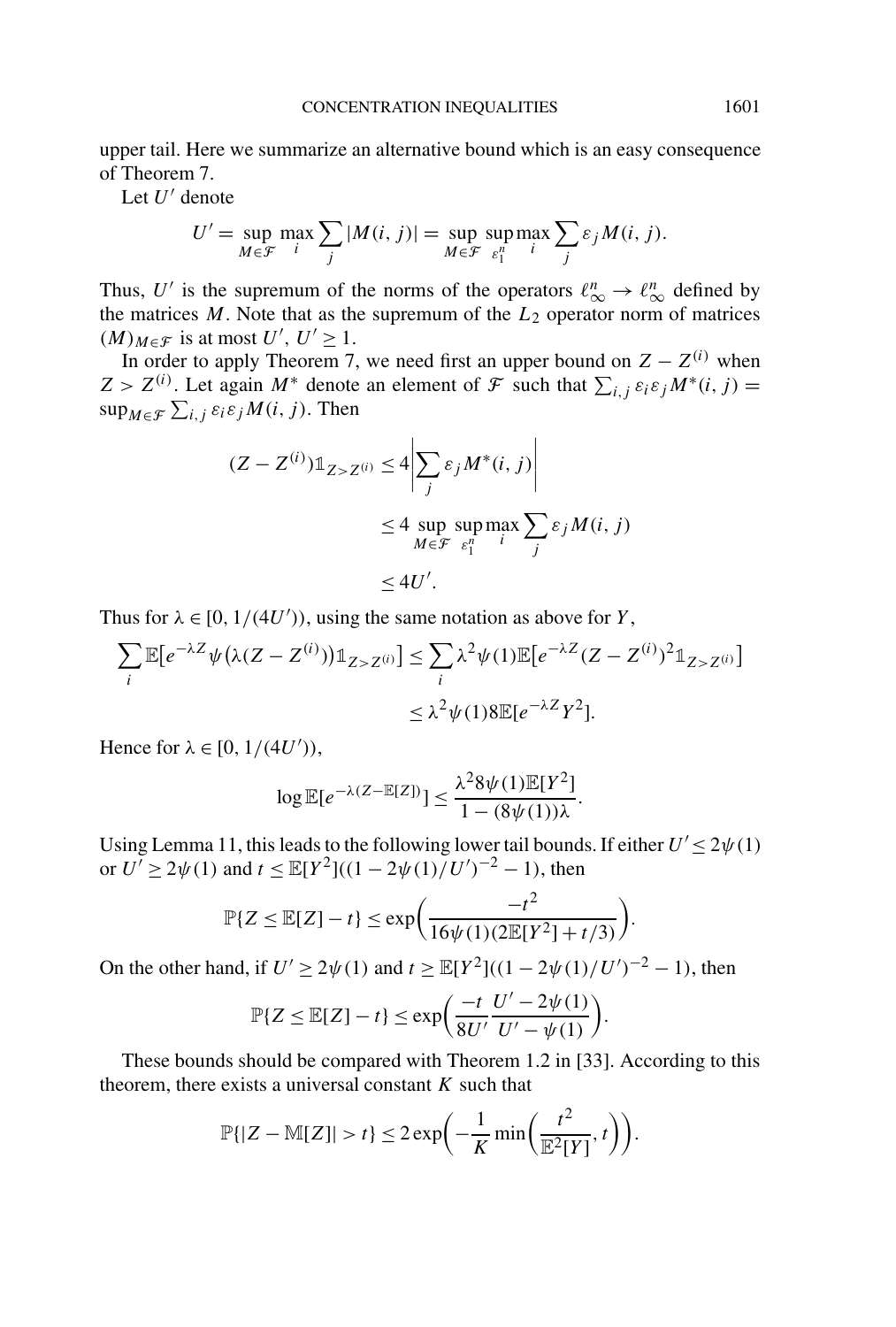upper tail. Here we summarize an alternative bound which is an easy consequence of Theorem 7.

Let $U'$ denote

$$U' = \sup_{M\in\mathcal{F}} \max_i \sum_j |M(i,j)| = \sup_{M\in\mathcal{F}} \sup_{\varepsilon_1^n} \max_i \sum_j \varepsilon_j M(i,j).$$

Thus, $U'$ is the supremum of the norms of the operators $\ell_\infty^n \to \ell_\infty^n$ defined by the matrices $M$. Note that as the supremum of the $L_2$ operator norm of matrices $(M)_{M\in\mathcal{F}}$ is at most $U'$, $U' \geq 1$.

In order to apply Theorem 7, we need first an upper bound on $Z - Z^{(i)}$ when $Z > Z^{(i)}$. Let again $M^*$ denote an element of $\mathcal{F}$ such that $\sum_{i,j} \varepsilon_i\varepsilon_j M^*(i,j) = \sup_{M\in\mathcal{F}} \sum_{i,j} \varepsilon_i\varepsilon_j M(i,j)$. Then

$$\begin{aligned}
(Z - Z^{(i)})\mathbb{1}_{Z>Z^{(i)}} &\leq 4\left|\sum_j \varepsilon_j M^*(i,j)\right| \\
&\leq 4 \sup_{M\in\mathcal{F}} \sup_{\varepsilon_1^n} \max_i \sum_j \varepsilon_j M(i,j) \\
&\leq 4U'.
\end{aligned}$$

Thus for $\lambda \in [0, 1/(4U'))$, using the same notation as above for $Y$,

$$\begin{aligned}
\sum_i \mathbb{E}\big[e^{-\lambda Z}\psi\big(\lambda(Z - Z^{(i)})\big)\mathbb{1}_{Z>Z^{(i)}}\big] &\leq \sum_i \lambda^2\psi(1)\mathbb{E}\big[e^{-\lambda Z}(Z - Z^{(i)})^2\mathbb{1}_{Z>Z^{(i)}}\big] \\
&\leq \lambda^2\psi(1)8\mathbb{E}[e^{-\lambda Z}Y^2].
\end{aligned}$$

Hence for $\lambda \in [0, 1/(4U'))$,

$$\log \mathbb{E}[e^{-\lambda(Z-\mathbb{E}[Z])}] \leq \frac{\lambda^2 8\psi(1)\mathbb{E}[Y^2]}{1 - (8\psi(1))\lambda}.$$

Using Lemma 11, this leads to the following lower tail bounds. If either $U' \leq 2\psi(1)$ or $U' \geq 2\psi(1)$ and $t \leq \mathbb{E}[Y^2]((1 - 2\psi(1)/U')^{-2} - 1)$, then

$$\mathbb{P}\{Z \leq \mathbb{E}[Z] - t\} \leq \exp\left(\frac{-t^2}{16\psi(1)(2\mathbb{E}[Y^2] + t/3)}\right).$$

On the other hand, if $U' \geq 2\psi(1)$ and $t \geq \mathbb{E}[Y^2]((1 - 2\psi(1)/U')^{-2} - 1)$, then

$$\mathbb{P}\{Z \leq \mathbb{E}[Z] - t\} \leq \exp\left(\frac{-t}{8U'}\frac{U' - 2\psi(1)}{U' - \psi(1)}\right).$$

These bounds should be compared with Theorem 1.2 in [33]. According to this theorem, there exists a universal constant $K$ such that

$$\mathbb{P}\{|Z - \mathbb{M}[Z]| > t\} \leq 2\exp\left(-\frac{1}{K}\min\left(\frac{t^2}{\mathbb{E}^2[Y]}, t\right)\right).$$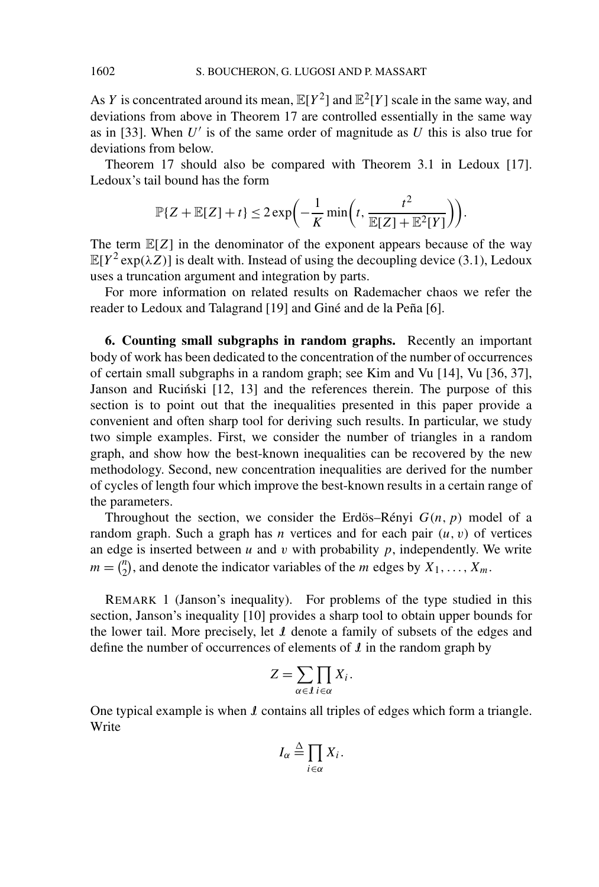As $Y$ is concentrated around its mean, $\mathbb{E}[Y^2]$ and $\mathbb{E}^2[Y]$ scale in the same way, and deviations from above in Theorem 17 are controlled essentially in the same way as in [33]. When $U'$ is of the same order of magnitude as $U$ this is also true for deviations from below.

Theorem 17 should also be compared with Theorem 3.1 in Ledoux [17]. Ledoux's tail bound has the form

$$\mathbb{P}\{Z + \mathbb{E}[Z] + t\} \leq 2 \exp\left(-\frac{1}{K} \min\left(t, \frac{t^2}{\mathbb{E}[Z] + \mathbb{E}^2[Y]}\right)\right).$$

The term $\mathbb{E}[Z]$ in the denominator of the exponent appears because of the way $\mathbb{E}[Y^2 \exp(\lambda Z)]$ is dealt with. Instead of using the decoupling device (3.1), Ledoux uses a truncation argument and integration by parts.

For more information on related results on Rademacher chaos we refer the reader to Ledoux and Talagrand [19] and Giné and de la Peña [6].

## 6. Counting small subgraphs in random graphs.

Recently an important body of work has been dedicated to the concentration of the number of occurrences of certain small subgraphs in a random graph; see Kim and Vu [14], Vu [36, 37], Janson and Ruciński [12, 13] and the references therein. The purpose of this section is to point out that the inequalities presented in this paper provide a convenient and often sharp tool for deriving such results. In particular, we study two simple examples. First, we consider the number of triangles in a random graph, and show how the best-known inequalities can be recovered by the new methodology. Second, new concentration inequalities are derived for the number of cycles of length four which improve the best-known results in a certain range of the parameters.

Throughout the section, we consider the Erdös–Rényi $G(n, p)$ model of a random graph. Such a graph has $n$ vertices and for each pair $(u, v)$ of vertices an edge is inserted between $u$ and $v$ with probability $p$, independently. We write $m = \binom{n}{2}$, and denote the indicator variables of the $m$ edges by $X_1, \ldots, X_m$.

REMARK 1 (Janson's inequality). For problems of the type studied in this section, Janson's inequality [10] provides a sharp tool to obtain upper bounds for the lower tail. More precisely, let $\mathcal{I}$ denote a family of subsets of the edges and define the number of occurrences of elements of $\mathcal{I}$ in the random graph by

$$Z = \sum_{\alpha \in \mathcal{I}} \prod_{i \in \alpha} X_i.$$

One typical example is when $\mathcal{I}$ contains all triples of edges which form a triangle. Write

$$I_\alpha \stackrel{\Delta}{=} \prod_{i \in \alpha} X_i.$$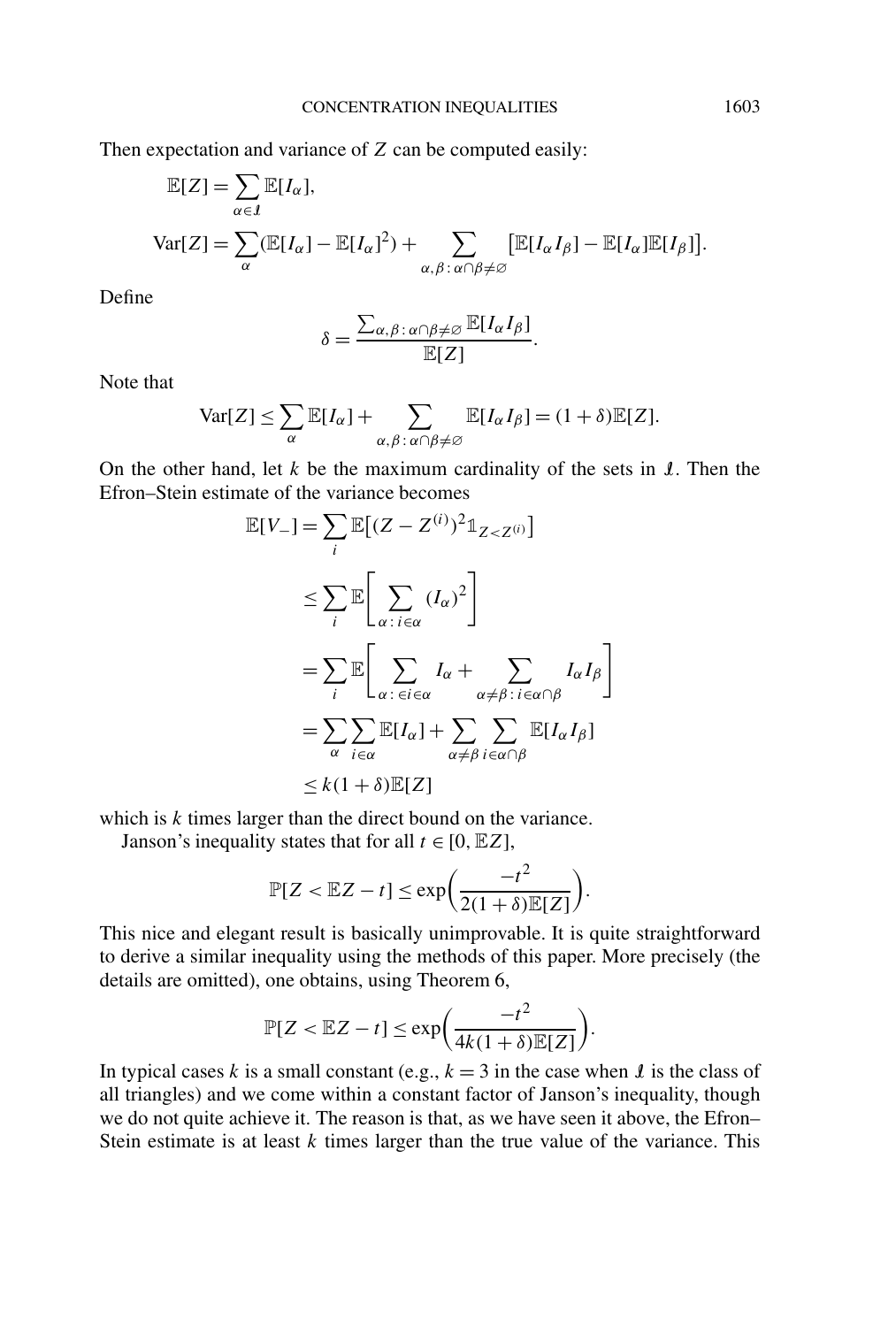Then expectation and variance of $Z$ can be computed easily:

$$\mathbb{E}[Z] = \sum_{\alpha \in \mathcal{I}} \mathbb{E}[I_\alpha],$$

$$\mathrm{Var}[Z] = \sum_{\alpha} (\mathbb{E}[I_\alpha] - \mathbb{E}[I_\alpha]^2) + \sum_{\alpha,\beta\,:\,\alpha\cap\beta\neq\varnothing} \big[\mathbb{E}[I_\alpha I_\beta] - \mathbb{E}[I_\alpha]\mathbb{E}[I_\beta]\big].$$

Define

$$\delta = \frac{\sum_{\alpha,\beta\,:\,\alpha\cap\beta\neq\varnothing} \mathbb{E}[I_\alpha I_\beta]}{\mathbb{E}[Z]}.$$

Note that

$$\mathrm{Var}[Z] \le \sum_{\alpha} \mathbb{E}[I_\alpha] + \sum_{\alpha,\beta\,:\,\alpha\cap\beta\neq\varnothing} \mathbb{E}[I_\alpha I_\beta] = (1+\delta)\mathbb{E}[Z].$$

On the other hand, let $k$ be the maximum cardinality of the sets in $\mathcal{I}$. Then the Efron–Stein estimate of the variance becomes

$$\begin{aligned}
\mathbb{E}[V_-] &= \sum_i \mathbb{E}\big[(Z - Z^{(i)})^2 \mathbb{1}_{Z < Z^{(i)}}\big] \\
&\le \sum_i \mathbb{E}\left[\sum_{\alpha\,:\,i\in\alpha} (I_\alpha)^2\right] \\
&= \sum_i \mathbb{E}\left[\sum_{\alpha\,:\,\in i\in\alpha} I_\alpha + \sum_{\alpha\neq\beta\,:\,i\in\alpha\cap\beta} I_\alpha I_\beta\right] \\
&= \sum_{\alpha}\sum_{i\in\alpha} \mathbb{E}[I_\alpha] + \sum_{\alpha\neq\beta}\sum_{i\in\alpha\cap\beta} \mathbb{E}[I_\alpha I_\beta] \\
&\le k(1+\delta)\mathbb{E}[Z]
\end{aligned}$$

which is $k$ times larger than the direct bound on the variance.

Janson's inequality states that for all $t \in [0, \mathbb{E}Z]$,

$$\mathbb{P}[Z < \mathbb{E}Z - t] \le \exp\left(\frac{-t^2}{2(1+\delta)\mathbb{E}[Z]}\right).$$

This nice and elegant result is basically unimprovable. It is quite straightforward to derive a similar inequality using the methods of this paper. More precisely (the details are omitted), one obtains, using Theorem 6,

$$\mathbb{P}[Z < \mathbb{E}Z - t] \le \exp\left(\frac{-t^2}{4k(1+\delta)\mathbb{E}[Z]}\right).$$

In typical cases $k$ is a small constant (e.g., $k = 3$ in the case when $\mathcal{I}$ is the class of all triangles) and we come within a constant factor of Janson's inequality, though we do not quite achieve it. The reason is that, as we have seen it above, the Efron–Stein estimate is at least $k$ times larger than the true value of the variance. This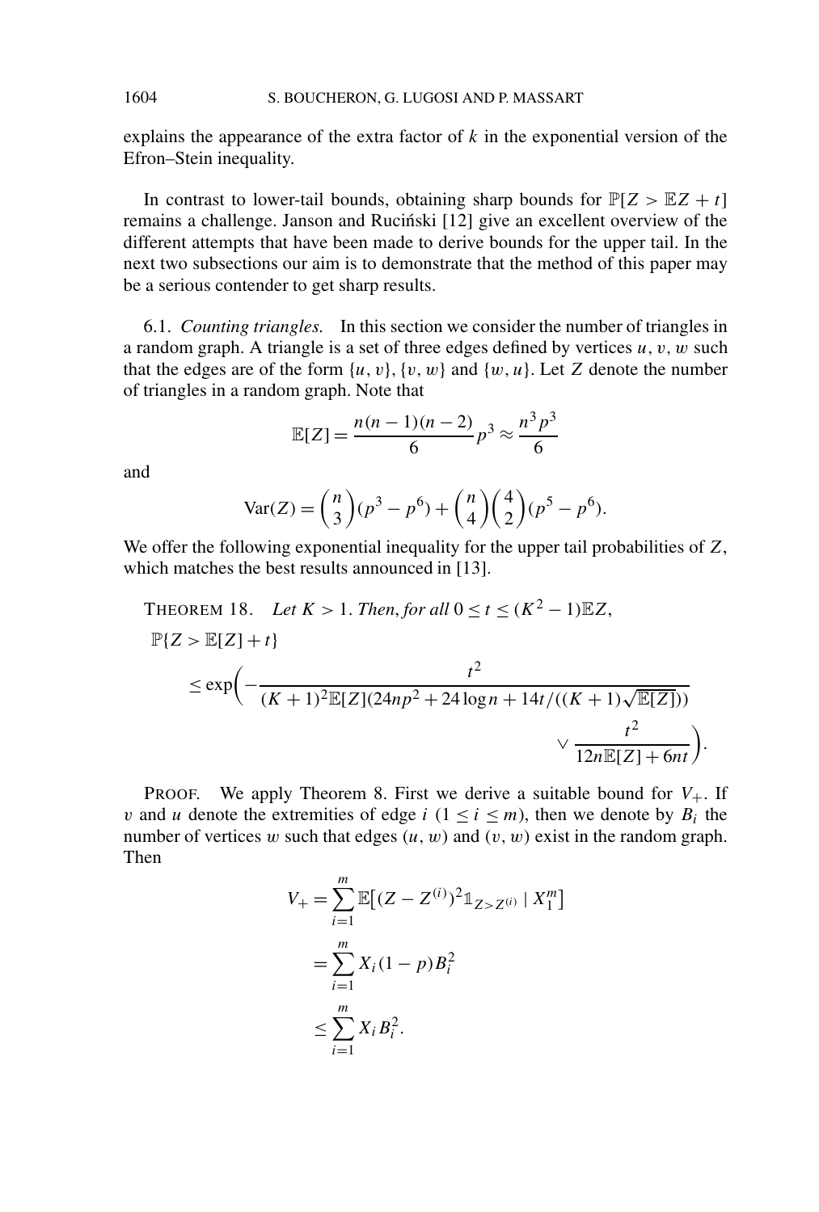explains the appearance of the extra factor of $k$ in the exponential version of the Efron–Stein inequality.

In contrast to lower-tail bounds, obtaining sharp bounds for $\mathbb{P}[Z > \mathbb{E}Z + t]$ remains a challenge. Janson and Ruciński [12] give an excellent overview of the different attempts that have been made to derive bounds for the upper tail. In the next two subsections our aim is to demonstrate that the method of this paper may be a serious contender to get sharp results.

### 6.1. *Counting triangles.*

In this section we consider the number of triangles in a random graph. A triangle is a set of three edges defined by vertices $u, v, w$ such that the edges are of the form $\{u, v\}$, $\{v, w\}$ and $\{w, u\}$. Let $Z$ denote the number of triangles in a random graph. Note that

$$\mathbb{E}[Z] = \frac{n(n-1)(n-2)}{6} p^3 \approx \frac{n^3 p^3}{6}$$

and

$$\operatorname{Var}(Z) = \binom{n}{3}(p^3 - p^6) + \binom{n}{4}\binom{4}{2}(p^5 - p^6).$$

We offer the following exponential inequality for the upper tail probabilities of $Z$, which matches the best results announced in [13].

THEOREM 18. *Let $K > 1$. Then, for all $0 \le t \le (K^2 - 1)\mathbb{E}Z$,*

$$\mathbb{P}\{Z > \mathbb{E}[Z] + t\} \le \exp\left( - \frac{t^2}{(K+1)^2 \mathbb{E}[Z](24np^2 + 24 \log n + 14t/((K+1)\sqrt{\mathbb{E}[Z]}))} \vee \frac{t^2}{12n\mathbb{E}[Z] + 6nt} \right).$$

PROOF. We apply Theorem 8. First we derive a suitable bound for $V_+$. If $v$ and $u$ denote the extremities of edge $i$ $(1 \le i \le m)$, then we denote by $B_i$ the number of vertices $w$ such that edges $(u, w)$ and $(v, w)$ exist in the random graph. Then

$$\begin{aligned} V_+ &= \sum_{i=1}^m \mathbb{E}\left[(Z - Z^{(i)})^2 \mathbb{1}_{Z > Z^{(i)}} \mid X_1^m\right] \\ &= \sum_{i=1}^m X_i (1-p) B_i^2 \\ &\le \sum_{i=1}^m X_i B_i^2. \end{aligned}$$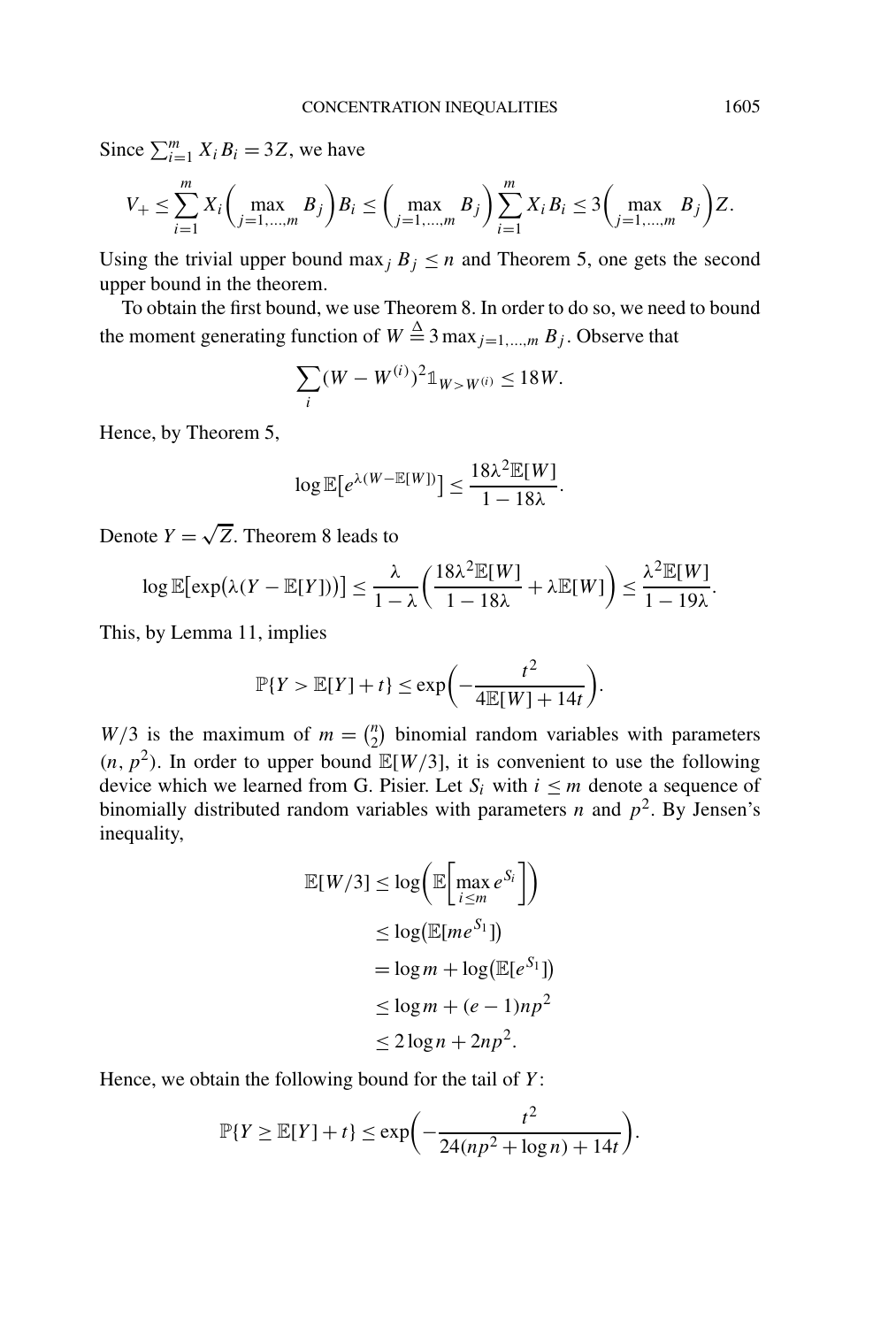Since $\sum_{i=1}^{m} X_i B_i = 3Z$, we have

$$V_+ \leq \sum_{i=1}^{m} X_i \Big(\max_{j=1,\dots,m} B_j\Big) B_i \leq \Big(\max_{j=1,\dots,m} B_j\Big) \sum_{i=1}^{m} X_i B_i \leq 3\Big(\max_{j=1,\dots,m} B_j\Big) Z.$$

Using the trivial upper bound $\max_j B_j \leq n$ and Theorem 5, one gets the second upper bound in the theorem.

To obtain the first bound, we use Theorem 8. In order to do so, we need to bound the moment generating function of $W \stackrel{\Delta}{=} 3 \max_{j=1,\dots,m} B_j$. Observe that

$$\sum_i (W - W^{(i)})^2 \mathbb{1}_{W > W^{(i)}} \leq 18W.$$

Hence, by Theorem 5,

$$\log \mathbb{E}\big[e^{\lambda(W - \mathbb{E}[W])}\big] \leq \frac{18\lambda^2 \mathbb{E}[W]}{1 - 18\lambda}.$$

Denote $Y = \sqrt{Z}$. Theorem 8 leads to

$$\log \mathbb{E}\big[\exp\big(\lambda(Y - \mathbb{E}[Y])\big)\big] \leq \frac{\lambda}{1-\lambda}\Big(\frac{18\lambda^2 \mathbb{E}[W]}{1 - 18\lambda} + \lambda \mathbb{E}[W]\Big) \leq \frac{\lambda^2 \mathbb{E}[W]}{1 - 19\lambda}.$$

This, by Lemma 11, implies

$$\mathbb{P}\{Y > \mathbb{E}[Y] + t\} \leq \exp\Big(-\frac{t^2}{4\mathbb{E}[W] + 14t}\Big).$$

$W/3$ is the maximum of $m = \binom{n}{2}$ binomial random variables with parameters $(n, p^2)$. In order to upper bound $\mathbb{E}[W/3]$, it is convenient to use the following device which we learned from G. Pisier. Let $S_i$ with $i \leq m$ denote a sequence of binomially distributed random variables with parameters $n$ and $p^2$. By Jensen's inequality,

$$\begin{aligned}
\mathbb{E}[W/3] &\leq \log\Big(\mathbb{E}\Big[\max_{i \leq m} e^{S_i}\Big]\Big) \\
&\leq \log\big(\mathbb{E}[m e^{S_1}]\big) \\
&= \log m + \log\big(\mathbb{E}[e^{S_1}]\big) \\
&\leq \log m + (e-1) n p^2 \\
&\leq 2 \log n + 2np^2.
\end{aligned}$$

Hence, we obtain the following bound for the tail of $Y$:

$$\mathbb{P}\{Y \geq \mathbb{E}[Y] + t\} \leq \exp\Big(-\frac{t^2}{24(np^2 + \log n) + 14t}\Big).$$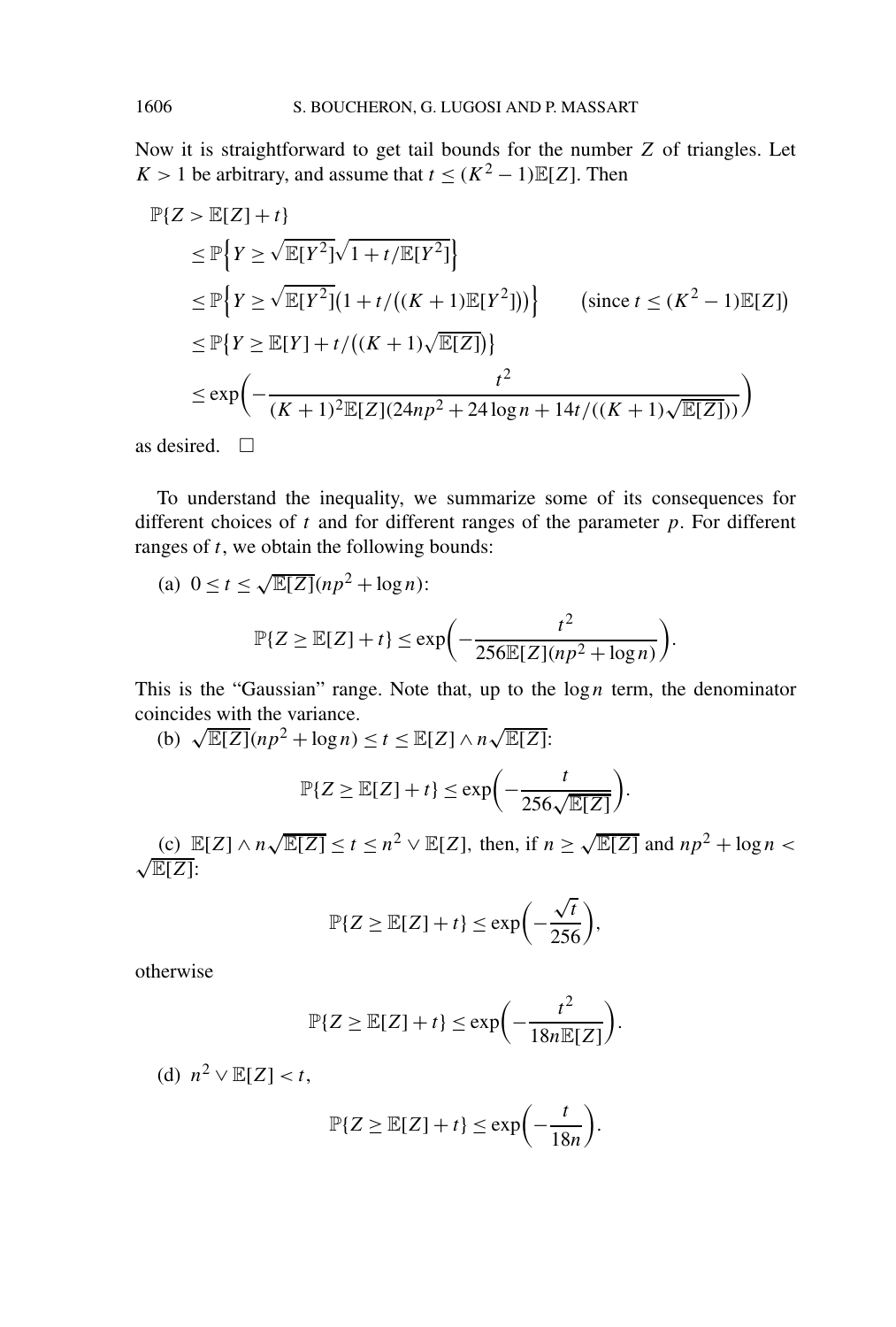Now it is straightforward to get tail bounds for the number $Z$ of triangles. Let $K > 1$ be arbitrary, and assume that $t \le (K^2 - 1)\mathbb{E}[Z]$. Then

$$
\begin{aligned}
&\mathbb{P}\{Z > \mathbb{E}[Z] + t\} \\
&\quad \le \mathbb{P}\Big\{Y \ge \sqrt{\mathbb{E}[Y^2]}\sqrt{1 + t/\mathbb{E}[Y^2]}\Big\} \\
&\quad \le \mathbb{P}\Big\{Y \ge \sqrt{\mathbb{E}[Y^2]}\big(1 + t/\big((K+1)\mathbb{E}[Y^2]\big)\big)\Big\} \qquad \big(\text{since } t \le (K^2-1)\mathbb{E}[Z]\big) \\
&\quad \le \mathbb{P}\big\{Y \ge \mathbb{E}[Y] + t/\big((K+1)\sqrt{\mathbb{E}[Z]}\big)\big\} \\
&\quad \le \exp\left(-\frac{t^2}{(K+1)^2\mathbb{E}[Z](24np^2 + 24\log n + 14t/((K+1)\sqrt{\mathbb{E}[Z]}))}\right)
\end{aligned}
$$

as desired. $\square$

To understand the inequality, we summarize some of its consequences for different choices of $t$ and for different ranges of the parameter $p$. For different ranges of $t$, we obtain the following bounds:

(a) $0 \le t \le \sqrt{\mathbb{E}[Z]}(np^2 + \log n)$:

$$
\mathbb{P}\{Z \ge \mathbb{E}[Z] + t\} \le \exp\left(-\frac{t^2}{256\mathbb{E}[Z](np^2 + \log n)}\right).
$$

This is the "Gaussian" range. Note that, up to the $\log n$ term, the denominator coincides with the variance.

(b) $\sqrt{\mathbb{E}[Z]}(np^2 + \log n) \le t \le \mathbb{E}[Z] \wedge n\sqrt{\mathbb{E}[Z]}$:

$$
\mathbb{P}\{Z \ge \mathbb{E}[Z] + t\} \le \exp\left(-\frac{t}{256\sqrt{\mathbb{E}[Z]}}\right).
$$

(c) $\mathbb{E}[Z] \wedge n\sqrt{\mathbb{E}[Z]} \le t \le n^2 \vee \mathbb{E}[Z]$, then, if $n \ge \sqrt{\mathbb{E}[Z]}$ and $np^2 + \log n < \sqrt{\mathbb{E}[Z]}$:

$$
\mathbb{P}\{Z \ge \mathbb{E}[Z] + t\} \le \exp\left(-\frac{\sqrt{t}}{256}\right),
$$

otherwise

$$
\mathbb{P}\{Z \ge \mathbb{E}[Z] + t\} \le \exp\left(-\frac{t^2}{18n\mathbb{E}[Z]}\right).
$$

(d) $n^2 \vee \mathbb{E}[Z] < t$,

$$
\mathbb{P}\{Z \ge \mathbb{E}[Z] + t\} \le \exp\left(-\frac{t}{18n}\right).
$$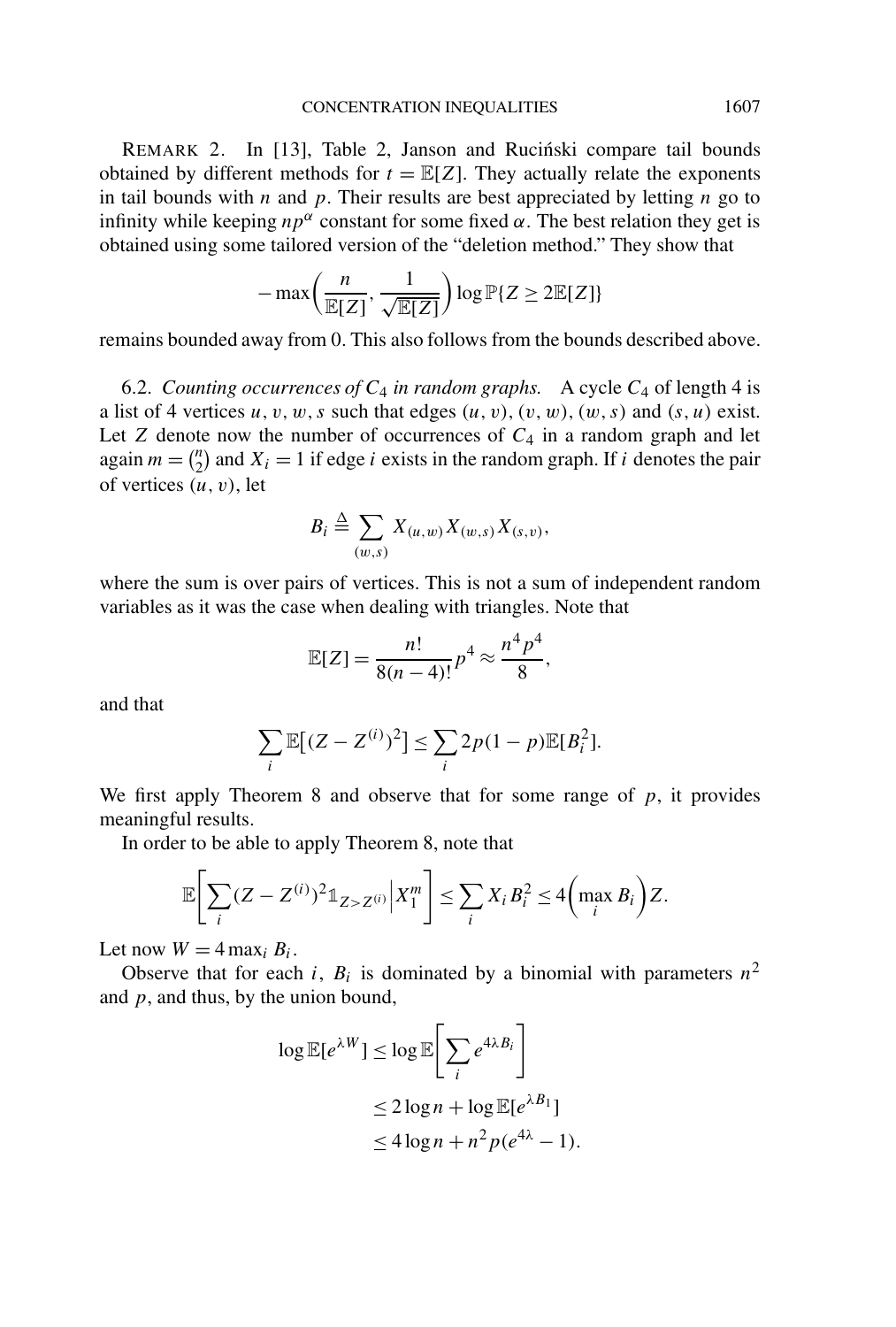REMARK 2. In [13], Table 2, Janson and Ruciński compare tail bounds obtained by different methods for $t = \mathbb{E}[Z]$. They actually relate the exponents in tail bounds with $n$ and $p$. Their results are best appreciated by letting $n$ go to infinity while keeping $np^\alpha$ constant for some fixed $\alpha$. The best relation they get is obtained using some tailored version of the "deletion method." They show that

$$-\max\left(\frac{n}{\mathbb{E}[Z]}, \frac{1}{\sqrt{\mathbb{E}[Z]}}\right) \log \mathbb{P}\{Z \geq 2\mathbb{E}[Z]\}$$

remains bounded away from 0. This also follows from the bounds described above.

6.2. *Counting occurrences of $C_4$ in random graphs.* A cycle $C_4$ of length 4 is a list of 4 vertices $u, v, w, s$ such that edges $(u, v)$, $(v, w)$, $(w, s)$ and $(s, u)$ exist. Let $Z$ denote now the number of occurrences of $C_4$ in a random graph and let again $m = \binom{n}{2}$ and $X_i = 1$ if edge $i$ exists in the random graph. If $i$ denotes the pair of vertices $(u, v)$, let

$$B_i \triangleq \sum_{(w,s)} X_{(u,w)} X_{(w,s)} X_{(s,v)},$$

where the sum is over pairs of vertices. This is not a sum of independent random variables as it was the case when dealing with triangles. Note that

$$\mathbb{E}[Z] = \frac{n!}{8(n-4)!} p^4 \approx \frac{n^4 p^4}{8},$$

and that

$$\sum_i \mathbb{E}\big[(Z - Z^{(i)})^2\big] \leq \sum_i 2p(1-p)\mathbb{E}[B_i^2].$$

We first apply Theorem 8 and observe that for some range of $p$, it provides meaningful results.

In order to be able to apply Theorem 8, note that

$$\mathbb{E}\left[\sum_i (Z - Z^{(i)})^2 \mathbb{1}_{Z > Z^{(i)}} \Big| X_1^m\right] \leq \sum_i X_i B_i^2 \leq 4\left(\max_i B_i\right) Z.$$

Let now $W = 4 \max_i B_i$.

Observe that for each $i$, $B_i$ is dominated by a binomial with parameters $n^2$ and $p$, and thus, by the union bound,

$$\begin{aligned}
\log \mathbb{E}[e^{\lambda W}] &\leq \log \mathbb{E}\left[\sum_i e^{4\lambda B_i}\right] \\
&\leq 2 \log n + \log \mathbb{E}[e^{\lambda B_1}] \\
&\leq 4 \log n + n^2 p(e^{4\lambda} - 1).
\end{aligned}$$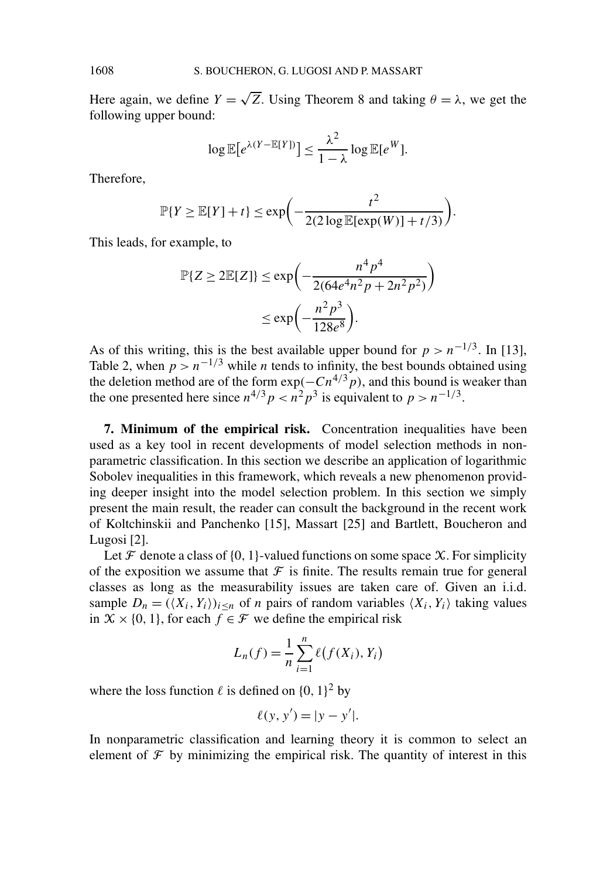Here again, we define $Y = \sqrt{Z}$. Using Theorem 8 and taking $\theta = \lambda$, we get the following upper bound:

$$\log \mathbb{E}\big[e^{\lambda(Y - \mathbb{E}[Y])}\big] \leq \frac{\lambda^2}{1-\lambda} \log \mathbb{E}[e^W].$$

Therefore,

$$\mathbb{P}\{Y \geq \mathbb{E}[Y] + t\} \leq \exp\left(-\frac{t^2}{2(2\log \mathbb{E}[\exp(W)] + t/3)}\right).$$

This leads, for example, to

$$\begin{aligned}
\mathbb{P}\{Z \geq 2\mathbb{E}[Z]\} &\leq \exp\left(-\frac{n^4 p^4}{2(64e^4 n^2 p + 2n^2 p^2)}\right) \\
&\leq \exp\left(-\frac{n^2 p^3}{128 e^8}\right).
\end{aligned}$$

As of this writing, this is the best available upper bound for $p > n^{-1/3}$. In [13], Table 2, when $p > n^{-1/3}$ while $n$ tends to infinity, the best bounds obtained using the deletion method are of the form $\exp(-Cn^{4/3}p)$, and this bound is weaker than the one presented here since $n^{4/3}p < n^2 p^3$ is equivalent to $p > n^{-1/3}$.

**7. Minimum of the empirical risk.** Concentration inequalities have been used as a key tool in recent developments of model selection methods in nonparametric classification. In this section we describe an application of logarithmic Sobolev inequalities in this framework, which reveals a new phenomenon providing deeper insight into the model selection problem. In this section we simply present the main result, the reader can consult the background in the recent work of Koltchinskii and Panchenko [15], Massart [25] and Bartlett, Boucheron and Lugosi [2].

Let $\mathcal{F}$ denote a class of $\{0, 1\}$-valued functions on some space $\mathcal{X}$. For simplicity of the exposition we assume that $\mathcal{F}$ is finite. The results remain true for general classes as long as the measurability issues are taken care of. Given an i.i.d. sample $D_n = (\langle X_i, Y_i \rangle)_{i \leq n}$ of $n$ pairs of random variables $\langle X_i, Y_i \rangle$ taking values in $\mathcal{X} \times \{0, 1\}$, for each $f \in \mathcal{F}$ we define the empirical risk

$$L_n(f) = \frac{1}{n} \sum_{i=1}^{n} \ell\big(f(X_i), Y_i\big)$$

where the loss function $\ell$ is defined on $\{0, 1\}^2$ by

$$\ell(y, y') = |y - y'|.$$

In nonparametric classification and learning theory it is common to select an element of $\mathcal{F}$ by minimizing the empirical risk. The quantity of interest in this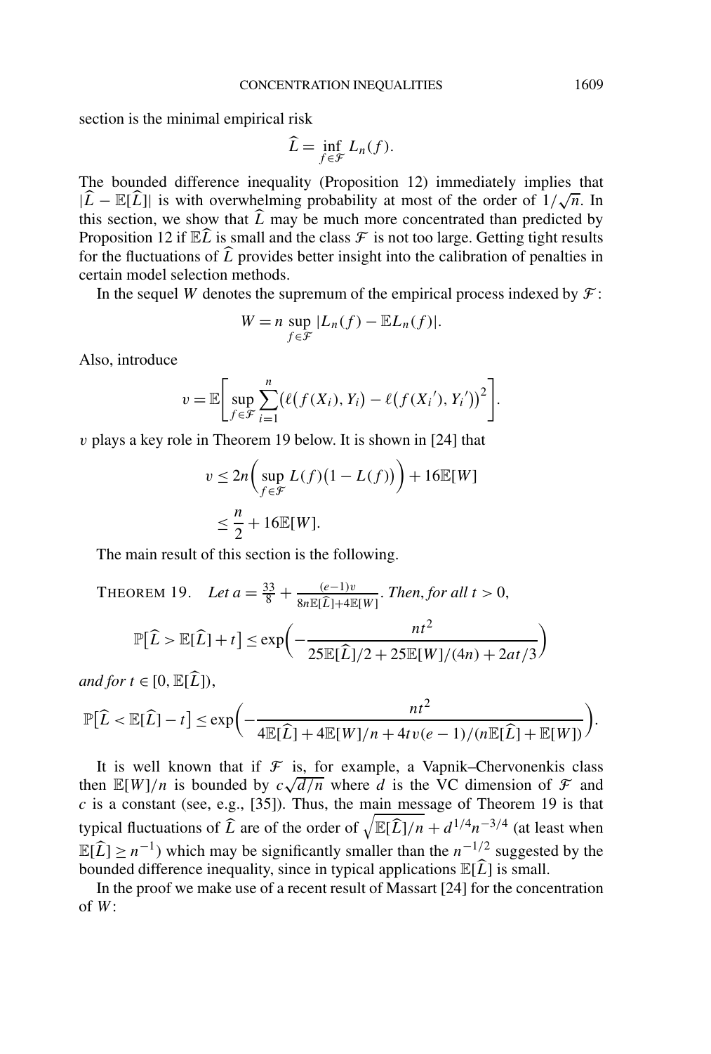section is the minimal empirical risk

$$\widehat{L} = \inf_{f \in \mathcal{F}} L_n(f).$$

The bounded difference inequality (Proposition 12) immediately implies that $|\widehat{L} - \mathbb{E}[\widehat{L}]|$ is with overwhelming probability at most of the order of $1/\sqrt{n}$. In this section, we show that $\widehat{L}$ may be much more concentrated than predicted by Proposition 12 if $\mathbb{E}\widehat{L}$ is small and the class $\mathcal{F}$ is not too large. Getting tight results for the fluctuations of $\widehat{L}$ provides better insight into the calibration of penalties in certain model selection methods.

In the sequel $W$ denotes the supremum of the empirical process indexed by $\mathcal{F}$:

$$W = n \sup_{f \in \mathcal{F}} |L_n(f) - \mathbb{E}L_n(f)|.$$

Also, introduce

$$v = \mathbb{E}\left[\sup_{f \in \mathcal{F}} \sum_{i=1}^{n} \big(\ell(f(X_i), Y_i) - \ell(f(X_i{}'), Y_i{}')\big)^2\right].$$

$v$ plays a key role in Theorem 19 below. It is shown in [24] that

$$\begin{aligned} v &\le 2n\left(\sup_{f \in \mathcal{F}} L(f)\big(1 - L(f)\big)\right) + 16\mathbb{E}[W] \\ &\le \frac{n}{2} + 16\mathbb{E}[W]. \end{aligned}$$

The main result of this section is the following.

THEOREM 19. *Let* $a = \frac{33}{8} + \frac{(e-1)v}{8n\mathbb{E}[\widehat{L}] + 4\mathbb{E}[W]}$. *Then, for all* $t > 0$,

$$\mathbb{P}\big[\widehat{L} > \mathbb{E}[\widehat{L}] + t\big] \le \exp\left(-\frac{nt^2}{25\mathbb{E}[\widehat{L}]/2 + 25\mathbb{E}[W]/(4n) + 2at/3}\right)$$

*and for* $t \in [0, \mathbb{E}[\widehat{L}])$,

$$\mathbb{P}\big[\widehat{L} < \mathbb{E}[\widehat{L}] - t\big] \le \exp\left(-\frac{nt^2}{4\mathbb{E}[\widehat{L}] + 4\mathbb{E}[W]/n + 4tv(e-1)/(n\mathbb{E}[\widehat{L}] + \mathbb{E}[W])}\right).$$

It is well known that if $\mathcal{F}$ is, for example, a Vapnik–Chervonenkis class then $\mathbb{E}[W]/n$ is bounded by $c\sqrt{d/n}$ where $d$ is the VC dimension of $\mathcal{F}$ and $c$ is a constant (see, e.g., [35]). Thus, the main message of Theorem 19 is that typical fluctuations of $\widehat{L}$ are of the order of $\sqrt{\mathbb{E}[\widehat{L}]/n} + d^{1/4}n^{-3/4}$ (at least when $\mathbb{E}[\widehat{L}] \ge n^{-1}$) which may be significantly smaller than the $n^{-1/2}$ suggested by the bounded difference inequality, since in typical applications $\mathbb{E}[\widehat{L}]$ is small.

In the proof we make use of a recent result of Massart [24] for the concentration of $W$: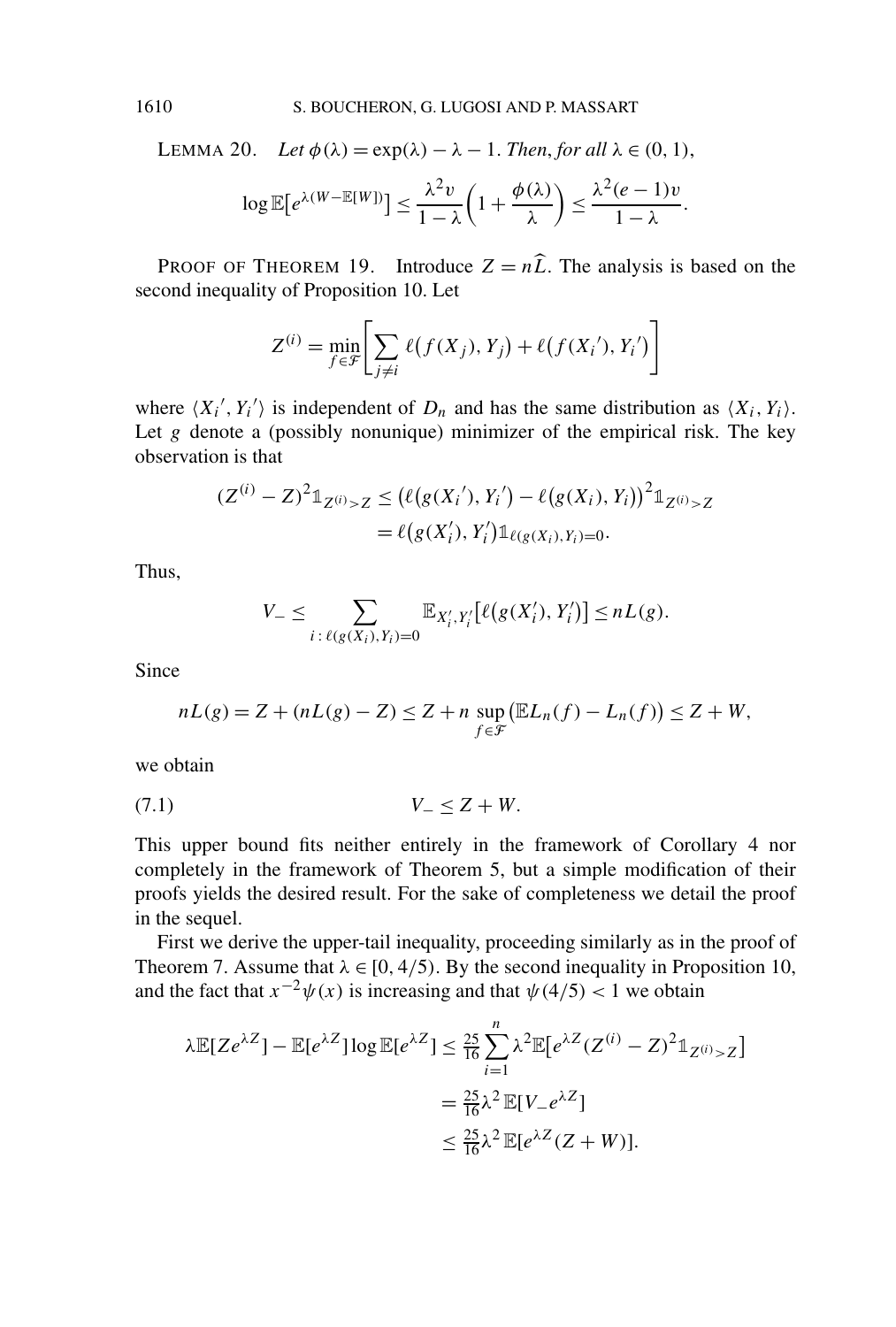LEMMA 20. *Let $\phi(\lambda) = \exp(\lambda) - \lambda - 1$. Then, for all $\lambda \in (0, 1)$,*

$$\log \mathbb{E}\big[e^{\lambda(W - \mathbb{E}[W])}\big] \le \frac{\lambda^2 v}{1-\lambda}\left(1 + \frac{\phi(\lambda)}{\lambda}\right) \le \frac{\lambda^2 (e-1) v}{1-\lambda}.$$

PROOF OF THEOREM 19. Introduce $Z = n\widehat{L}$. The analysis is based on the second inequality of Proposition 10. Let

$$Z^{(i)} = \min_{f \in \mathcal{F}} \left[\sum_{j \ne i} \ell\big(f(X_j), Y_j\big) + \ell\big(f(X_i{}'), Y_i{}'\big)\right]$$

where $\langle X_i{}', Y_i{}'\rangle$ is independent of $D_n$ and has the same distribution as $\langle X_i, Y_i\rangle$. Let $g$ denote a (possibly nonunique) minimizer of the empirical risk. The key observation is that

$$\begin{aligned}
(Z^{(i)} - Z)^2 \mathbb{1}_{Z^{(i)} > Z} &\le \big(\ell\big(g(X_i{}'), Y_i{}'\big) - \ell\big(g(X_i), Y_i\big)\big)^2 \mathbb{1}_{Z^{(i)} > Z} \\
&= \ell\big(g(X_i'), Y_i'\big)\mathbb{1}_{\ell(g(X_i), Y_i) = 0}.
\end{aligned}$$

Thus,

$$V_- \le \sum_{i : \ell(g(X_i), Y_i) = 0} \mathbb{E}_{X_i', Y_i'}\big[\ell\big(g(X_i'), Y_i'\big)\big] \le nL(g).$$

Since

$$nL(g) = Z + (nL(g) - Z) \le Z + n \sup_{f \in \mathcal{F}} \big(\mathbb{E}L_n(f) - L_n(f)\big) \le Z + W,$$

we obtain

$$V_- \le Z + W. \tag{7.1}$$

This upper bound fits neither entirely in the framework of Corollary 4 nor completely in the framework of Theorem 5, but a simple modification of their proofs yields the desired result. For the sake of completeness we detail the proof in the sequel.

First we derive the upper-tail inequality, proceeding similarly as in the proof of Theorem 7. Assume that $\lambda \in [0, 4/5)$. By the second inequality in Proposition 10, and the fact that $x^{-2}\psi(x)$ is increasing and that $\psi(4/5) < 1$ we obtain

$$\begin{aligned}
\lambda \mathbb{E}[Ze^{\lambda Z}] - \mathbb{E}[e^{\lambda Z}] \log \mathbb{E}[e^{\lambda Z}] &\le \tfrac{25}{16} \sum_{i=1}^{n} \lambda^2 \mathbb{E}\big[e^{\lambda Z}(Z^{(i)} - Z)^2 \mathbb{1}_{Z^{(i)} > Z}\big] \\
&= \tfrac{25}{16}\lambda^2\, \mathbb{E}[V_- e^{\lambda Z}] \\
&\le \tfrac{25}{16}\lambda^2\, \mathbb{E}[e^{\lambda Z}(Z + W)].
\end{aligned}$$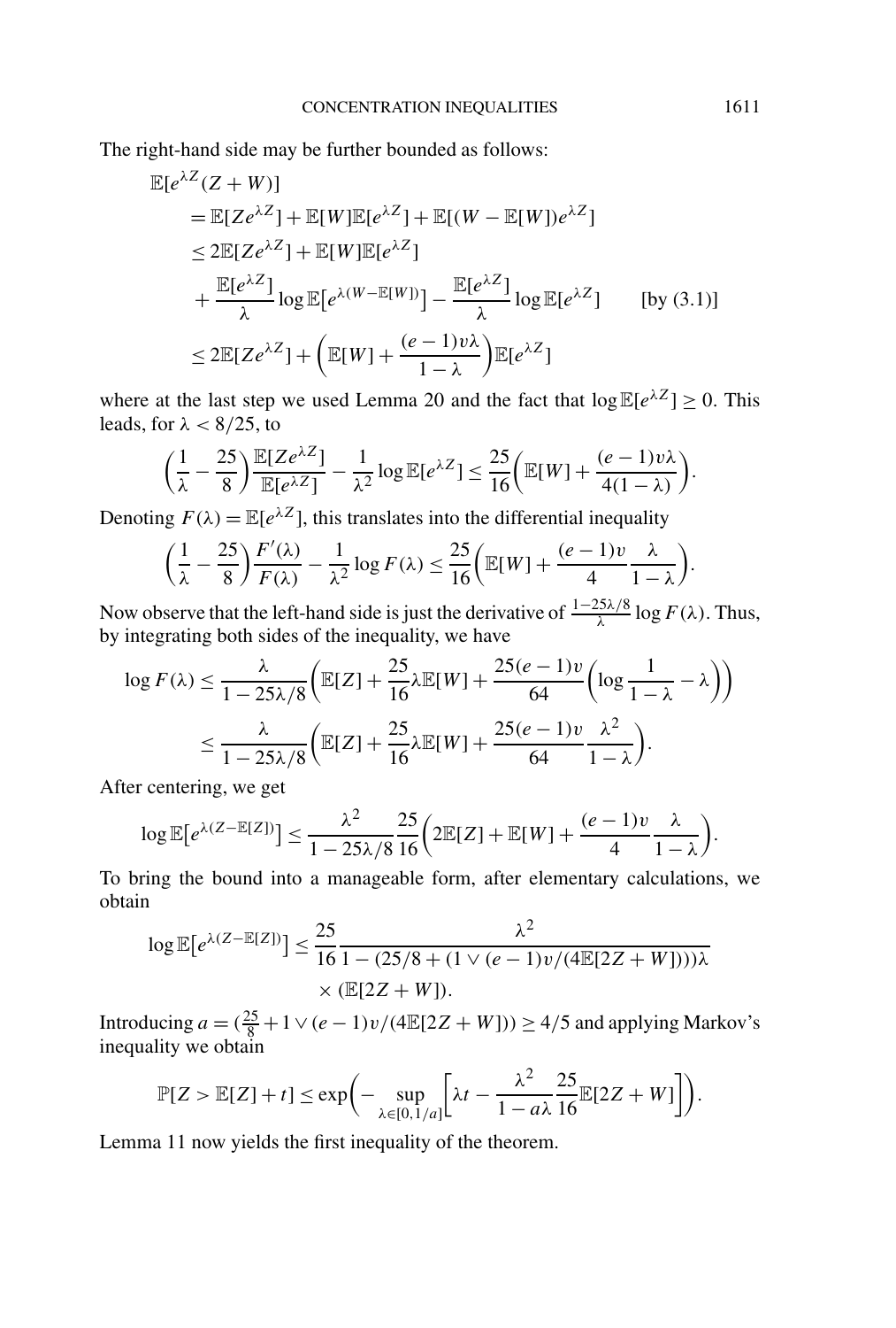The right-hand side may be further bounded as follows:

$$
\begin{aligned}
&\mathbb{E}[e^{\lambda Z}(Z+W)] \\
&\quad = \mathbb{E}[Ze^{\lambda Z}] + \mathbb{E}[W]\mathbb{E}[e^{\lambda Z}] + \mathbb{E}[(W-\mathbb{E}[W])e^{\lambda Z}] \\
&\quad \le 2\mathbb{E}[Ze^{\lambda Z}] + \mathbb{E}[W]\mathbb{E}[e^{\lambda Z}] \\
&\quad\quad + \frac{\mathbb{E}[e^{\lambda Z}]}{\lambda}\log\mathbb{E}\big[e^{\lambda(W-\mathbb{E}[W])}\big] - \frac{\mathbb{E}[e^{\lambda Z}]}{\lambda}\log\mathbb{E}[e^{\lambda Z}] \qquad \text{[by (3.1)]} \\
&\quad \le 2\mathbb{E}[Ze^{\lambda Z}] + \left(\mathbb{E}[W] + \frac{(e-1)v\lambda}{1-\lambda}\right)\mathbb{E}[e^{\lambda Z}]
\end{aligned}
$$

where at the last step we used Lemma 20 and the fact that $\log\mathbb{E}[e^{\lambda Z}] \ge 0$. This leads, for $\lambda < 8/25$, to

$$
\left(\frac{1}{\lambda} - \frac{25}{8}\right)\frac{\mathbb{E}[Ze^{\lambda Z}]}{\mathbb{E}[e^{\lambda Z}]} - \frac{1}{\lambda^2}\log\mathbb{E}[e^{\lambda Z}] \le \frac{25}{16}\left(\mathbb{E}[W] + \frac{(e-1)v\lambda}{4(1-\lambda)}\right).
$$

Denoting $F(\lambda) = \mathbb{E}[e^{\lambda Z}]$, this translates into the differential inequality

$$
\left(\frac{1}{\lambda} - \frac{25}{8}\right)\frac{F'(\lambda)}{F(\lambda)} - \frac{1}{\lambda^2}\log F(\lambda) \le \frac{25}{16}\left(\mathbb{E}[W] + \frac{(e-1)v}{4}\frac{\lambda}{1-\lambda}\right).
$$

Now observe that the left-hand side is just the derivative of $\frac{1-25\lambda/8}{\lambda}\log F(\lambda)$. Thus, by integrating both sides of the inequality, we have

$$
\begin{aligned}
\log F(\lambda) &\le \frac{\lambda}{1-25\lambda/8}\left(\mathbb{E}[Z] + \frac{25}{16}\lambda\mathbb{E}[W] + \frac{25(e-1)v}{64}\left(\log\frac{1}{1-\lambda} - \lambda\right)\right) \\
&\le \frac{\lambda}{1-25\lambda/8}\left(\mathbb{E}[Z] + \frac{25}{16}\lambda\mathbb{E}[W] + \frac{25(e-1)v}{64}\frac{\lambda^2}{1-\lambda}\right).
\end{aligned}
$$

After centering, we get

$$
\log\mathbb{E}\big[e^{\lambda(Z-\mathbb{E}[Z])}\big] \le \frac{\lambda^2}{1-25\lambda/8}\frac{25}{16}\left(2\mathbb{E}[Z] + \mathbb{E}[W] + \frac{(e-1)v}{4}\frac{\lambda}{1-\lambda}\right).
$$

To bring the bound into a manageable form, after elementary calculations, we obtain

$$
\begin{aligned}
\log\mathbb{E}\big[e^{\lambda(Z-\mathbb{E}[Z])}\big] &\le \frac{25}{16}\frac{\lambda^2}{1-(25/8 + (1 \vee (e-1)v/(4\mathbb{E}[2Z+W])))\lambda} \\
&\quad \times (\mathbb{E}[2Z+W]).
\end{aligned}
$$

Introducing $a = (\frac{25}{8} + 1 \vee (e-1)v/(4\mathbb{E}[2Z+W])) \ge 4/5$ and applying Markov's inequality we obtain

$$
\mathbb{P}[Z > \mathbb{E}[Z] + t] \le \exp\left(-\sup_{\lambda\in[0,1/a]}\left[\lambda t - \frac{\lambda^2}{1-a\lambda}\frac{25}{16}\mathbb{E}[2Z+W]\right]\right).
$$

Lemma 11 now yields the first inequality of the theorem.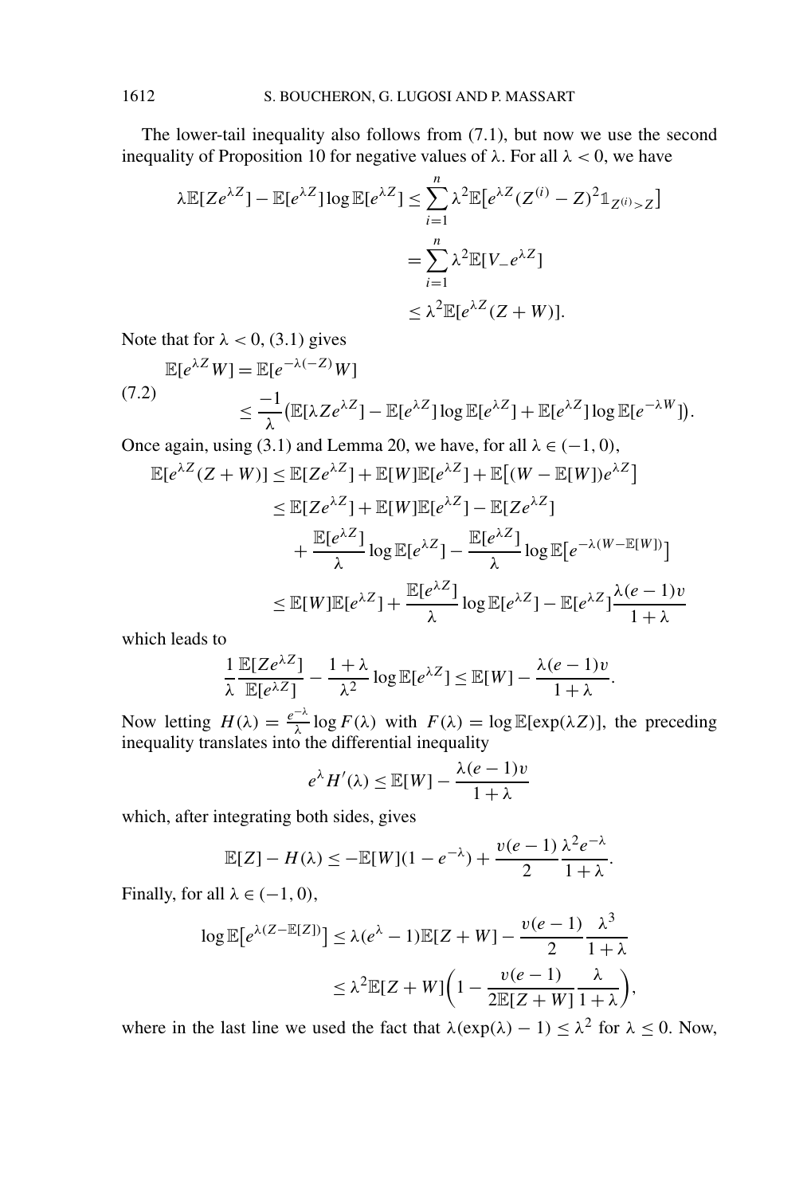The lower-tail inequality also follows from (7.1), but now we use the second inequality of Proposition 10 for negative values of $\lambda$. For all $\lambda < 0$, we have

$$
\begin{aligned}
\lambda \mathbb{E}[Ze^{\lambda Z}] - \mathbb{E}[e^{\lambda Z}] \log \mathbb{E}[e^{\lambda Z}] &\leq \sum_{i=1}^{n} \lambda^2 \mathbb{E}\big[e^{\lambda Z}(Z^{(i)} - Z)^2 \mathbb{1}_{Z^{(i)} > Z}\big] \\
&= \sum_{i=1}^{n} \lambda^2 \mathbb{E}[V_- e^{\lambda Z}] \\
&\leq \lambda^2 \mathbb{E}[e^{\lambda Z}(Z + W)].
\end{aligned}
$$

Note that for $\lambda < 0$, (3.1) gives

$$
\begin{aligned}
\mathbb{E}[e^{\lambda Z} W] &= \mathbb{E}[e^{-\lambda(-Z)} W] \\
&\leq \frac{-1}{\lambda}\big(\mathbb{E}[\lambda Z e^{\lambda Z}] - \mathbb{E}[e^{\lambda Z}] \log \mathbb{E}[e^{\lambda Z}] + \mathbb{E}[e^{\lambda Z}] \log \mathbb{E}[e^{-\lambda W}]\big).
\end{aligned}
\tag{7.2}
$$

Once again, using (3.1) and Lemma 20, we have, for all $\lambda \in (-1, 0)$,

$$
\begin{aligned}
\mathbb{E}[e^{\lambda Z}(Z + W)] &\leq \mathbb{E}[Ze^{\lambda Z}] + \mathbb{E}[W]\mathbb{E}[e^{\lambda Z}] + \mathbb{E}\big[(W - \mathbb{E}[W])e^{\lambda Z}\big] \\
&\leq \mathbb{E}[Ze^{\lambda Z}] + \mathbb{E}[W]\mathbb{E}[e^{\lambda Z}] - \mathbb{E}[Ze^{\lambda Z}] \\
&\quad + \frac{\mathbb{E}[e^{\lambda Z}]}{\lambda} \log \mathbb{E}[e^{\lambda Z}] - \frac{\mathbb{E}[e^{\lambda Z}]}{\lambda} \log \mathbb{E}\big[e^{-\lambda(W - \mathbb{E}[W])}\big] \\
&\leq \mathbb{E}[W]\mathbb{E}[e^{\lambda Z}] + \frac{\mathbb{E}[e^{\lambda Z}]}{\lambda} \log \mathbb{E}[e^{\lambda Z}] - \mathbb{E}[e^{\lambda Z}] \frac{\lambda(e-1)v}{1+\lambda}
\end{aligned}
$$

which leads to

$$
\frac{1}{\lambda} \frac{\mathbb{E}[Ze^{\lambda Z}]}{\mathbb{E}[e^{\lambda Z}]} - \frac{1+\lambda}{\lambda^2} \log \mathbb{E}[e^{\lambda Z}] \leq \mathbb{E}[W] - \frac{\lambda(e-1)v}{1+\lambda}.
$$

Now letting $H(\lambda) = \frac{e^{-\lambda}}{\lambda} \log F(\lambda)$ with $F(\lambda) = \log \mathbb{E}[\exp(\lambda Z)]$, the preceding inequality translates into the differential inequality

$$
e^{\lambda} H'(\lambda) \leq \mathbb{E}[W] - \frac{\lambda(e-1)v}{1+\lambda}
$$

which, after integrating both sides, gives

$$
\mathbb{E}[Z] - H(\lambda) \leq -\mathbb{E}[W](1 - e^{-\lambda}) + \frac{v(e-1)}{2} \frac{\lambda^2 e^{-\lambda}}{1+\lambda}.
$$

Finally, for all $\lambda \in (-1, 0)$,

$$
\begin{aligned}
\log \mathbb{E}\big[e^{\lambda(Z - \mathbb{E}[Z])}\big] &\leq \lambda(e^{\lambda} - 1)\mathbb{E}[Z + W] - \frac{v(e-1)}{2} \frac{\lambda^3}{1+\lambda} \\
&\leq \lambda^2 \mathbb{E}[Z + W]\bigg(1 - \frac{v(e-1)}{2\mathbb{E}[Z + W]} \frac{\lambda}{1+\lambda}\bigg),
\end{aligned}
$$

where in the last line we used the fact that $\lambda(\exp(\lambda) - 1) \leq \lambda^2$ for $\lambda \leq 0$. Now,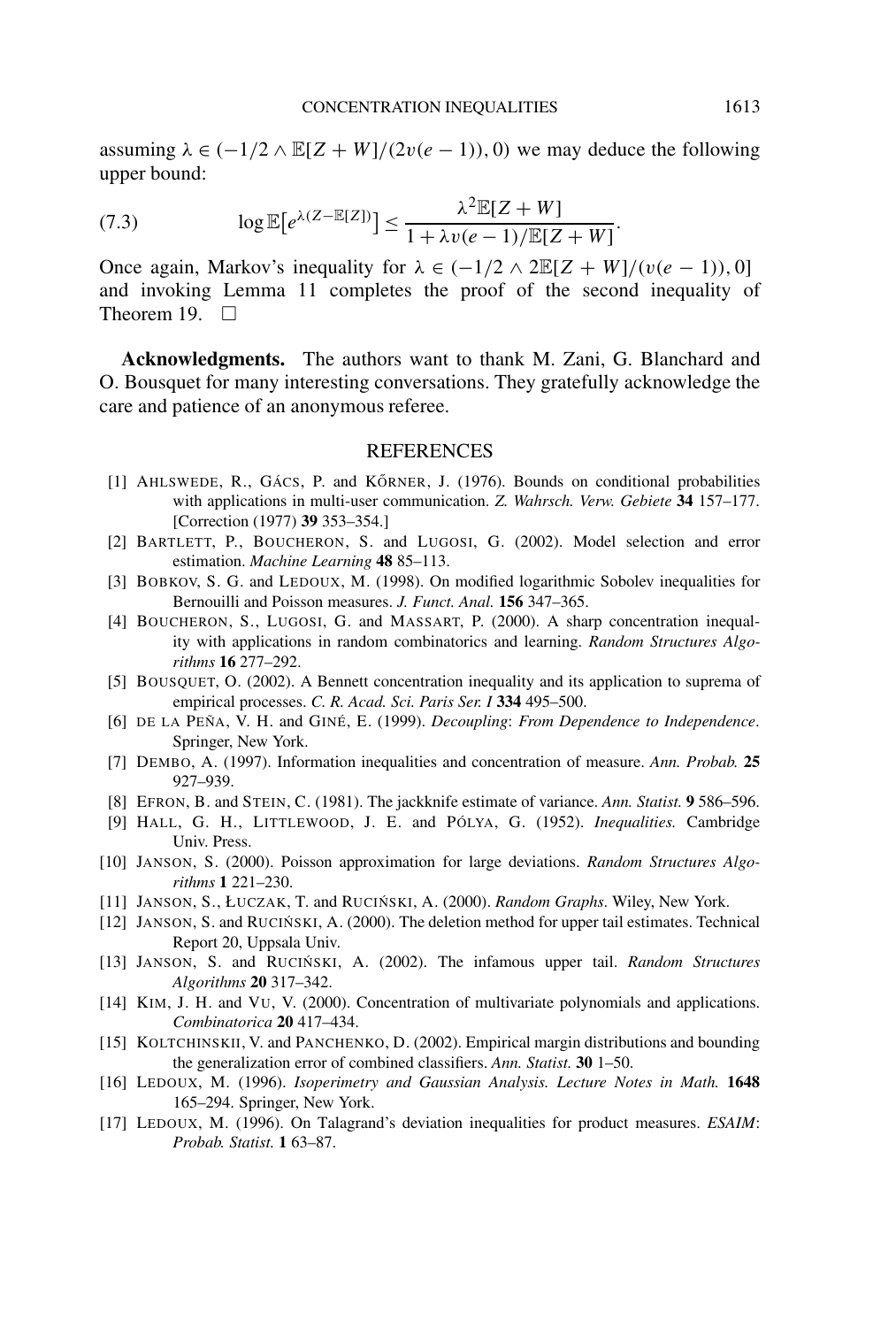assuming $\lambda \in (-1/2 \wedge \mathbb{E}[Z+W]/(2v(e-1)), 0)$ we may deduce the following upper bound:

$$
\log \mathbb{E}\big[e^{\lambda(Z-\mathbb{E}[Z])}\big] \le \frac{\lambda^2 \mathbb{E}[Z+W]}{1+\lambda v(e-1)/\mathbb{E}[Z+W]}. \tag{7.3}
$$

Once again, Markov's inequality for $\lambda \in (-1/2 \wedge 2\mathbb{E}[Z+W]/(v(e-1)), 0]$ and invoking Lemma 11 completes the proof of the second inequality of Theorem 19. $\square$

**Acknowledgments.** The authors want to thank M. Zani, G. Blanchard and O. Bousquet for many interesting conversations. They gratefully acknowledge the care and patience of an anonymous referee.

## REFERENCES

[1] AHLSWEDE, R., GÁCS, P. and KŐRNER, J. (1976). Bounds on conditional probabilities with applications in multi-user communication. *Z. Wahrsch. Verw. Gebiete* **34** 157–177. [Correction (1977) **39** 353–354.]

[2] BARTLETT, P., BOUCHERON, S. and LUGOSI, G. (2002). Model selection and error estimation. *Machine Learning* **48** 85–113.

[3] BOBKOV, S. G. and LEDOUX, M. (1998). On modified logarithmic Sobolev inequalities for Bernouilli and Poisson measures. *J. Funct. Anal.* **156** 347–365.

[4] BOUCHERON, S., LUGOSI, G. and MASSART, P. (2000). A sharp concentration inequality with applications in random combinatorics and learning. *Random Structures Algorithms* **16** 277–292.

[5] BOUSQUET, O. (2002). A Bennett concentration inequality and its application to suprema of empirical processes. *C. R. Acad. Sci. Paris Ser. I* **334** 495–500.

[6] DE LA PEÑA, V. H. and GINÉ, E. (1999). *Decoupling*: *From Dependence to Independence*. Springer, New York.

[7] DEMBO, A. (1997). Information inequalities and concentration of measure. *Ann. Probab.* **25** 927–939.

[8] EFRON, B. and STEIN, C. (1981). The jackknife estimate of variance. *Ann. Statist.* **9** 586–596.

[9] HALL, G. H., LITTLEWOOD, J. E. and PÓLYA, G. (1952). *Inequalities.* Cambridge Univ. Press.

[10] JANSON, S. (2000). Poisson approximation for large deviations. *Random Structures Algorithms* **1** 221–230.

[11] JANSON, S., ŁUCZAK, T. and RUCIŃSKI, A. (2000). *Random Graphs*. Wiley, New York.

[12] JANSON, S. and RUCIŃSKI, A. (2000). The deletion method for upper tail estimates. Technical Report 20, Uppsala Univ.

[13] JANSON, S. and RUCIŃSKI, A. (2002). The infamous upper tail. *Random Structures Algorithms* **20** 317–342.

[14] KIM, J. H. and VU, V. (2000). Concentration of multivariate polynomials and applications. *Combinatorica* **20** 417–434.

[15] KOLTCHINSKII, V. and PANCHENKO, D. (2002). Empirical margin distributions and bounding the generalization error of combined classifiers. *Ann. Statist.* **30** 1–50.

[16] LEDOUX, M. (1996). *Isoperimetry and Gaussian Analysis. Lecture Notes in Math.* **1648** 165–294. Springer, New York.

[17] LEDOUX, M. (1996). On Talagrand's deviation inequalities for product measures. *ESAIM*: *Probab. Statist.* **1** 63–87.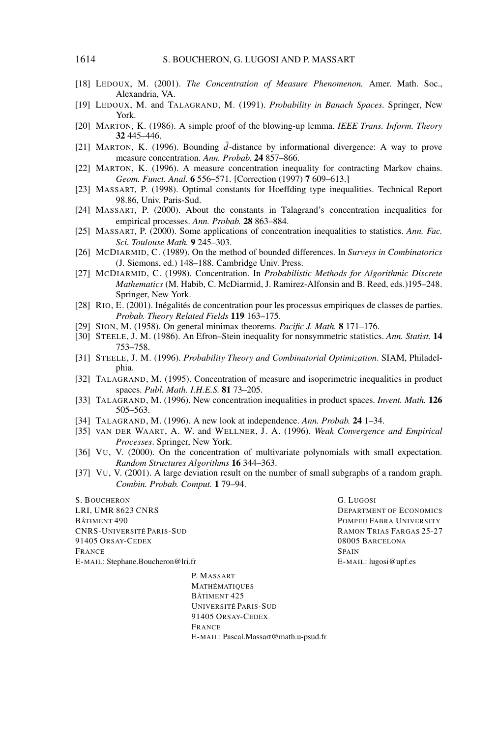[18] LEDOUX, M. (2001). *The Concentration of Measure Phenomenon.* Amer. Math. Soc., Alexandria, VA.

[19] LEDOUX, M. and TALAGRAND, M. (1991). *Probability in Banach Spaces*. Springer, New York.

[20] MARTON, K. (1986). A simple proof of the blowing-up lemma. *IEEE Trans. Inform. Theory* **32** 445–446.

[21] MARTON, K. (1996). Bounding $\bar{d}$-distance by informational divergence: A way to prove measure concentration. *Ann. Probab.* **24** 857–866.

[22] MARTON, K. (1996). A measure concentration inequality for contracting Markov chains. *Geom. Funct. Anal.* **6** 556–571. [Correction (1997) **7** 609–613.]

[23] MASSART, P. (1998). Optimal constants for Hoeffding type inequalities. Technical Report 98.86, Univ. Paris-Sud.

[24] MASSART, P. (2000). About the constants in Talagrand's concentration inequalities for empirical processes. *Ann. Probab.* **28** 863–884.

[25] MASSART, P. (2000). Some applications of concentration inequalities to statistics. *Ann. Fac. Sci. Toulouse Math.* **9** 245–303.

[26] MCDIARMID, C. (1989). On the method of bounded differences. In *Surveys in Combinatorics* (J. Siemons, ed.) 148–188. Cambridge Univ. Press.

[27] MCDIARMID, C. (1998). Concentration. In *Probabilistic Methods for Algorithmic Discrete Mathematics* (M. Habib, C. McDiarmid, J. Ramirez-Alfonsin and B. Reed, eds.)195–248. Springer, New York.

[28] RIO, E. (2001). Inégalités de concentration pour les processus empiriques de classes de parties. *Probab. Theory Related Fields* **119** 163–175.

[29] SION, M. (1958). On general minimax theorems. *Pacific J. Math.* **8** 171–176.

[30] STEELE, J. M. (1986). An Efron–Stein inequality for nonsymmetric statistics. *Ann. Statist.* **14** 753–758.

[31] STEELE, J. M. (1996). *Probability Theory and Combinatorial Optimization*. SIAM, Philadelphia.

[32] TALAGRAND, M. (1995). Concentration of measure and isoperimetric inequalities in product spaces. *Publ. Math. I.H.E.S.* **81** 73–205.

[33] TALAGRAND, M. (1996). New concentration inequalities in product spaces. *Invent. Math.* **126** 505–563.

[34] TALAGRAND, M. (1996). A new look at independence. *Ann. Probab.* **24** 1–34.

[35] VAN DER WAART, A. W. and WELLNER, J. A. (1996). *Weak Convergence and Empirical Processes*. Springer, New York.

[36] VU, V. (2000). On the concentration of multivariate polynomials with small expectation. *Random Structures Algorithms* **16** 344–363.

[37] VU, V. (2001). A large deviation result on the number of small subgraphs of a random graph. *Combin. Probab. Comput.* **1** 79–94.

S. BOUCHERON
LRI, UMR 8623 CNRS
BÂTIMENT 490
CNRS-UNIVERSITÉ PARIS-SUD
91405 ORSAY-CEDEX
FRANCE
E-MAIL: Stephane.Boucheron@lri.fr

G. LUGOSI
DEPARTMENT OF ECONOMICS
POMPEU FABRA UNIVERSITY
RAMON TRIAS FARGAS 25-27
08005 BARCELONA
SPAIN
E-MAIL: lugosi@upf.es

P. MASSART
MATHÉMATIQUES
BÂTIMENT 425
UNIVERSITÉ PARIS-SUD
91405 ORSAY-CEDEX
FRANCE
E-MAIL: Pascal.Massart@math.u-psud.fr